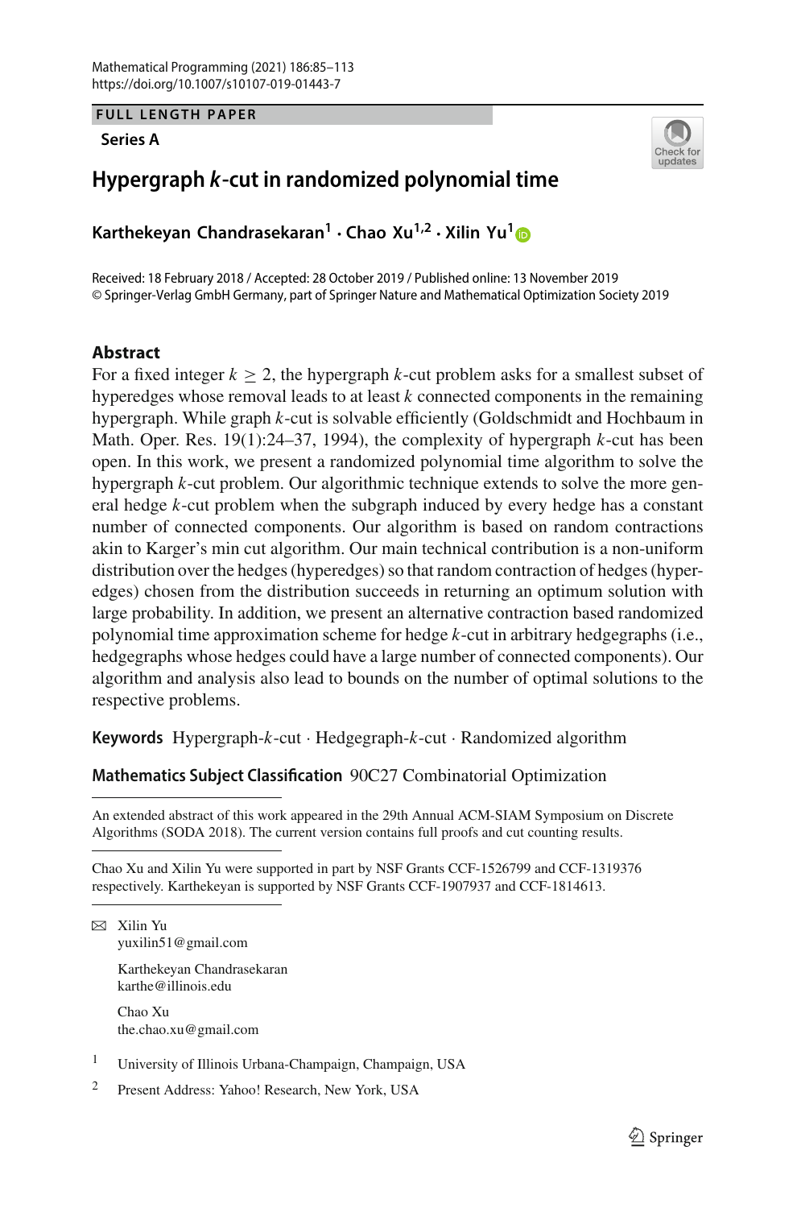FULL LENGTH PAPER

**Series A**

# Hypergraph $k$-cut in randomized polynomial time

**Karthekeyan Chandrasekaran[1] · Chao Xu[1,2] · Xilin Yu[1]**

Received: 18 February 2018 / Accepted: 28 October 2019 / Published online: 13 November 2019
© Springer-Verlag GmbH Germany, part of Springer Nature and Mathematical Optimization Society 2019

## Abstract

For a fixed integer $k \geq 2$, the hypergraph $k$-cut problem asks for a smallest subset of hyperedges whose removal leads to at least $k$ connected components in the remaining hypergraph. While graph $k$-cut is solvable efficiently (Goldschmidt and Hochbaum in Math. Oper. Res. 19(1):24–37, 1994), the complexity of hypergraph $k$-cut has been open. In this work, we present a randomized polynomial time algorithm to solve the hypergraph $k$-cut problem. Our algorithmic technique extends to solve the more general hedge $k$-cut problem when the subgraph induced by every hedge has a constant number of connected components. Our algorithm is based on random contractions akin to Karger's min cut algorithm. Our main technical contribution is a non-uniform distribution over the hedges (hyperedges) so that random contraction of hedges (hyperedges) chosen from the distribution succeeds in returning an optimum solution with large probability. In addition, we present an alternative contraction based randomized polynomial time approximation scheme for hedge $k$-cut in arbitrary hedgegraphs (i.e., hedgegraphs whose hedges could have a large number of connected components). Our algorithm and analysis also lead to bounds on the number of optimal solutions to the respective problems.

**Keywords** Hypergraph-$k$-cut · Hedgegraph-$k$-cut · Randomized algorithm

**Mathematics Subject Classification** 90C27 Combinatorial Optimization

---

An extended abstract of this work appeared in the 29th Annual ACM-SIAM Symposium on Discrete Algorithms (SODA 2018). The current version contains full proofs and cut counting results.

---

Chao Xu and Xilin Yu were supported in part by NSF Grants CCF-1526799 and CCF-1319376 respectively. Karthekeyan is supported by NSF Grants CCF-1907937 and CCF-1814613.

---

✉ Xilin Yu
yuxilin51@gmail.com

Karthekeyan Chandrasekaran
karthe@illinois.edu

Chao Xu
the.chao.xu@gmail.com

[1] University of Illinois Urbana-Champaign, Champaign, USA

[2] Present Address: Yahoo! Research, New York, USA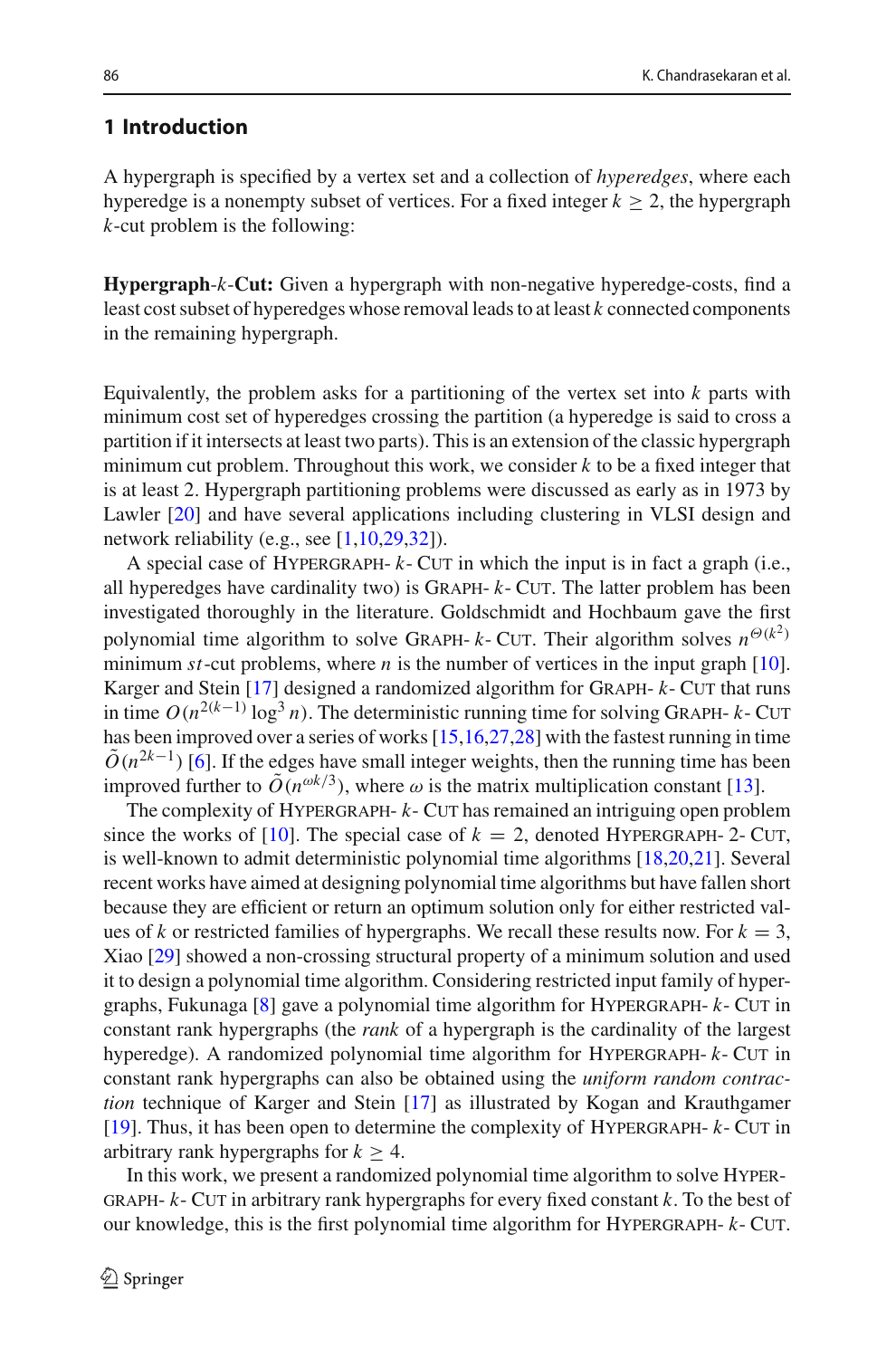## 1 Introduction

A hypergraph is specified by a vertex set and a collection of *hyperedges*, where each hyperedge is a nonempty subset of vertices. For a fixed integer $k \geq 2$, the hypergraph $k$-cut problem is the following:

**Hypergraph-$k$-Cut:** Given a hypergraph with non-negative hyperedge-costs, find a least cost subset of hyperedges whose removal leads to at least $k$ connected components in the remaining hypergraph.

Equivalently, the problem asks for a partitioning of the vertex set into $k$ parts with minimum cost set of hyperedges crossing the partition (a hyperedge is said to cross a partition if it intersects at least two parts). This is an extension of the classic hypergraph minimum cut problem. Throughout this work, we consider $k$ to be a fixed integer that is at least 2. Hypergraph partitioning problems were discussed as early as in 1973 by Lawler [20] and have several applications including clustering in VLSI design and network reliability (e.g., see [1,10,29,32]).

A special case of Hypergraph- $k$- Cut in which the input is in fact a graph (i.e., all hyperedges have cardinality two) is Graph- $k$- Cut. The latter problem has been investigated thoroughly in the literature. Goldschmidt and Hochbaum gave the first polynomial time algorithm to solve Graph- $k$- Cut. Their algorithm solves $n^{\Theta(k^2)}$ minimum $st$-cut problems, where $n$ is the number of vertices in the input graph [10]. Karger and Stein [17] designed a randomized algorithm for Graph- $k$- Cut that runs in time $O(n^{2(k-1)} \log^3 n)$. The deterministic running time for solving Graph- $k$- Cut has been improved over a series of works [15,16,27,28] with the fastest running in time $\tilde{O}(n^{2k-1})$ [6]. If the edges have small integer weights, then the running time has been improved further to $\tilde{O}(n^{\omega k/3})$, where $\omega$ is the matrix multiplication constant [13].

The complexity of Hypergraph- $k$- Cut has remained an intriguing open problem since the works of [10]. The special case of $k = 2$, denoted Hypergraph- 2- Cut, is well-known to admit deterministic polynomial time algorithms [18,20,21]. Several recent works have aimed at designing polynomial time algorithms but have fallen short because they are efficient or return an optimum solution only for either restricted values of $k$ or restricted families of hypergraphs. We recall these results now. For $k = 3$, Xiao [29] showed a non-crossing structural property of a minimum solution and used it to design a polynomial time algorithm. Considering restricted input family of hypergraphs, Fukunaga [8] gave a polynomial time algorithm for Hypergraph- $k$- Cut in constant rank hypergraphs (the *rank* of a hypergraph is the cardinality of the largest hyperedge). A randomized polynomial time algorithm for Hypergraph- $k$- Cut in constant rank hypergraphs can also be obtained using the *uniform random contraction* technique of Karger and Stein [17] as illustrated by Kogan and Krauthgamer [19]. Thus, it has been open to determine the complexity of Hypergraph- $k$- Cut in arbitrary rank hypergraphs for $k \geq 4$.

In this work, we present a randomized polynomial time algorithm to solve Hypergraph- $k$- Cut in arbitrary rank hypergraphs for every fixed constant $k$. To the best of our knowledge, this is the first polynomial time algorithm for Hypergraph- $k$- Cut.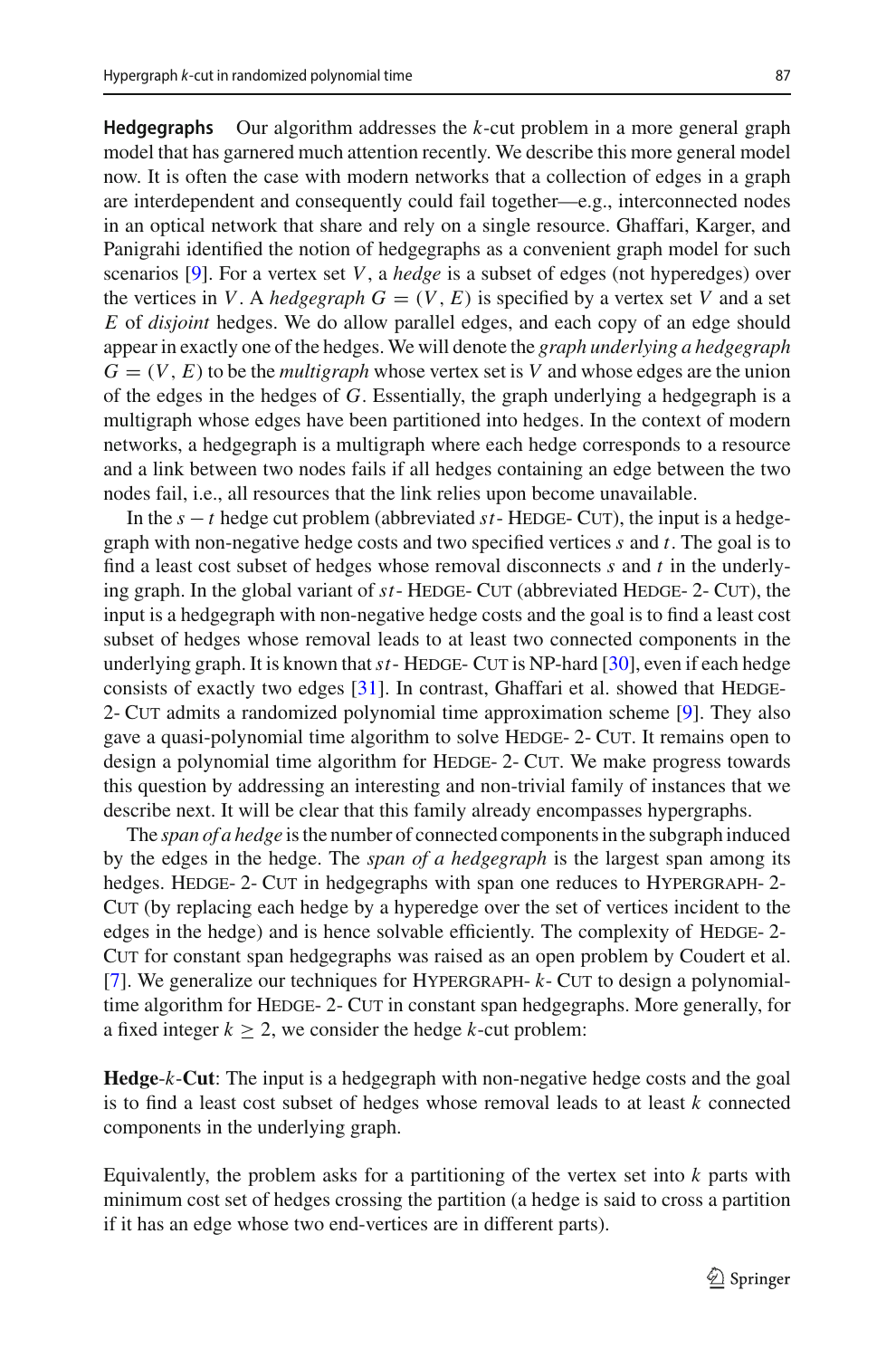**Hedgegraphs** Our algorithm addresses the $k$-cut problem in a more general graph model that has garnered much attention recently. We describe this more general model now. It is often the case with modern networks that a collection of edges in a graph are interdependent and consequently could fail together—e.g., interconnected nodes in an optical network that share and rely on a single resource. Ghaffari, Karger, and Panigrahi identified the notion of hedgegraphs as a convenient graph model for such scenarios [9]. For a vertex set $V$, a *hedge* is a subset of edges (not hyperedges) over the vertices in $V$. A *hedgegraph* $G = (V, E)$ is specified by a vertex set $V$ and a set $E$ of *disjoint* hedges. We do allow parallel edges, and each copy of an edge should appear in exactly one of the hedges. We will denote the *graph underlying a hedgegraph* $G = (V, E)$ to be the *multigraph* whose vertex set is $V$ and whose edges are the union of the edges in the hedges of $G$. Essentially, the graph underlying a hedgegraph is a multigraph whose edges have been partitioned into hedges. In the context of modern networks, a hedgegraph is a multigraph where each hedge corresponds to a resource and a link between two nodes fails if all hedges containing an edge between the two nodes fail, i.e., all resources that the link relies upon become unavailable.

In the $s - t$ hedge cut problem (abbreviated $st$- Hedge- Cut), the input is a hedgegraph with non-negative hedge costs and two specified vertices $s$ and $t$. The goal is to find a least cost subset of hedges whose removal disconnects $s$ and $t$ in the underlying graph. In the global variant of $st$- Hedge- Cut (abbreviated Hedge- 2- Cut), the input is a hedgegraph with non-negative hedge costs and the goal is to find a least cost subset of hedges whose removal leads to at least two connected components in the underlying graph. It is known that $st$- Hedge- Cut is NP-hard [30], even if each hedge consists of exactly two edges [31]. In contrast, Ghaffari et al. showed that Hedge- 2- Cut admits a randomized polynomial time approximation scheme [9]. They also gave a quasi-polynomial time algorithm to solve Hedge- 2- Cut. It remains open to design a polynomial time algorithm for Hedge- 2- Cut. We make progress towards this question by addressing an interesting and non-trivial family of instances that we describe next. It will be clear that this family already encompasses hypergraphs.

The *span of a hedge* is the number of connected components in the subgraph induced by the edges in the hedge. The *span of a hedgegraph* is the largest span among its hedges. Hedge- 2- Cut in hedgegraphs with span one reduces to Hypergraph- 2- Cut (by replacing each hedge by a hyperedge over the set of vertices incident to the edges in the hedge) and is hence solvable efficiently. The complexity of Hedge- 2- Cut for constant span hedgegraphs was raised as an open problem by Coudert et al. [7]. We generalize our techniques for Hypergraph- $k$- Cut to design a polynomial-time algorithm for Hedge- 2- Cut in constant span hedgegraphs. More generally, for a fixed integer $k \geq 2$, we consider the hedge $k$-cut problem:

**Hedge-$k$-Cut**: The input is a hedgegraph with non-negative hedge costs and the goal is to find a least cost subset of hedges whose removal leads to at least $k$ connected components in the underlying graph.

Equivalently, the problem asks for a partitioning of the vertex set into $k$ parts with minimum cost set of hedges crossing the partition (a hedge is said to cross a partition if it has an edge whose two end-vertices are in different parts).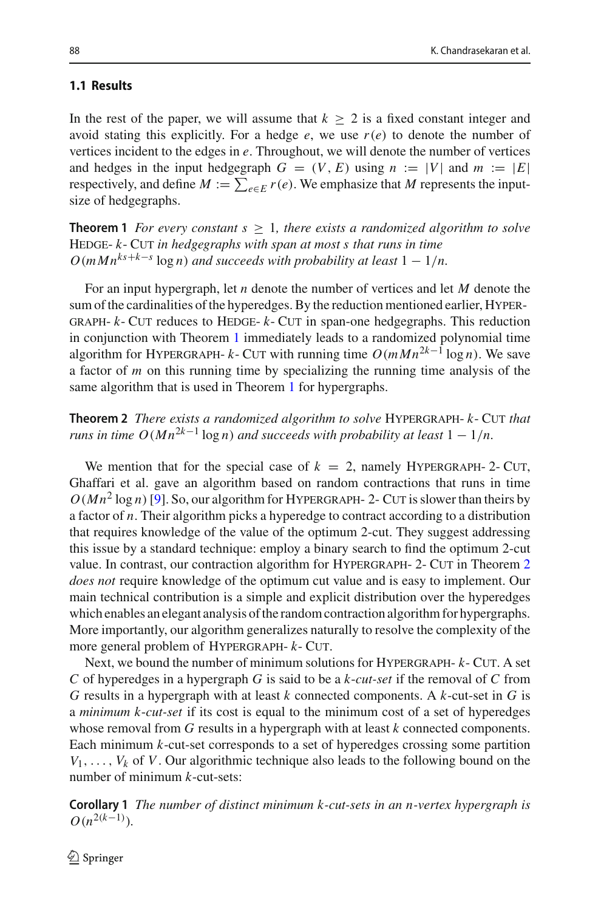### 1.1 Results

In the rest of the paper, we will assume that $k \geq 2$ is a fixed constant integer and avoid stating this explicitly. For a hedge $e$, we use $r(e)$ to denote the number of vertices incident to the edges in $e$. Throughout, we will denote the number of vertices and hedges in the input hedgegraph $G = (V, E)$ using $n := |V|$ and $m := |E|$ respectively, and define $M := \sum_{e \in E} r(e)$. We emphasize that $M$ represents the input-size of hedgegraphs.

**Theorem 1** *For every constant $s \geq 1$, there exists a randomized algorithm to solve* Hedge- $k$- Cut *in hedgegraphs with span at most $s$ that runs in time $O(mMn^{ks+k-s} \log n)$ and succeeds with probability at least $1 - 1/n$.*

For an input hypergraph, let $n$ denote the number of vertices and let $M$ denote the sum of the cardinalities of the hyperedges. By the reduction mentioned earlier, Hypergraph- $k$- Cut reduces to Hedge- $k$- Cut in span-one hedgegraphs. This reduction in conjunction with Theorem 1 immediately leads to a randomized polynomial time algorithm for Hypergraph- $k$- Cut with running time $O(mMn^{2k-1} \log n)$. We save a factor of $m$ on this running time by specializing the running time analysis of the same algorithm that is used in Theorem 1 for hypergraphs.

**Theorem 2** *There exists a randomized algorithm to solve* Hypergraph- $k$- Cut *that runs in time $O(Mn^{2k-1} \log n)$ and succeeds with probability at least $1 - 1/n$.*

We mention that for the special case of $k = 2$, namely Hypergraph- 2- Cut, Ghaffari et al. gave an algorithm based on random contractions that runs in time $O(Mn^2 \log n)$ [9]. So, our algorithm for Hypergraph- 2- Cut is slower than theirs by a factor of $n$. Their algorithm picks a hyperedge to contract according to a distribution that requires knowledge of the value of the optimum 2-cut. They suggest addressing this issue by a standard technique: employ a binary search to find the optimum 2-cut value. In contrast, our contraction algorithm for Hypergraph- 2- Cut in Theorem 2 *does not* require knowledge of the optimum cut value and is easy to implement. Our main technical contribution is a simple and explicit distribution over the hyperedges which enables an elegant analysis of the random contraction algorithm for hypergraphs. More importantly, our algorithm generalizes naturally to resolve the complexity of the more general problem of Hypergraph- $k$- Cut.

Next, we bound the number of minimum solutions for Hypergraph- $k$- Cut. A set $C$ of hyperedges in a hypergraph $G$ is said to be a *$k$-cut-set* if the removal of $C$ from $G$ results in a hypergraph with at least $k$ connected components. A $k$-cut-set in $G$ is a *minimum $k$-cut-set* if its cost is equal to the minimum cost of a set of hyperedges whose removal from $G$ results in a hypergraph with at least $k$ connected components. Each minimum $k$-cut-set corresponds to a set of hyperedges crossing some partition $V_1, \ldots, V_k$ of $V$. Our algorithmic technique also leads to the following bound on the number of minimum $k$-cut-sets:

**Corollary 1** *The number of distinct minimum $k$-cut-sets in an $n$-vertex hypergraph is $O(n^{2(k-1)})$.*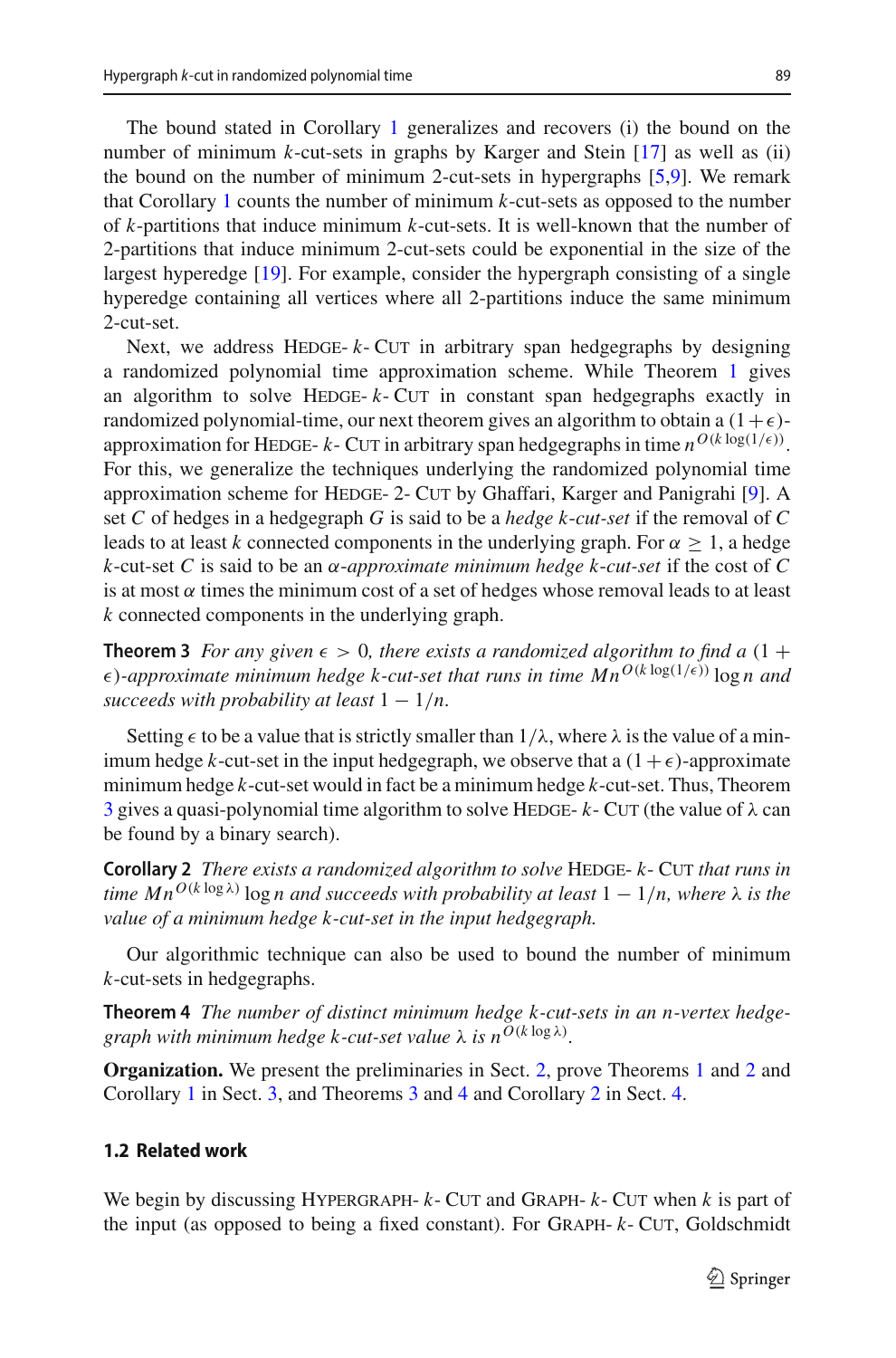The bound stated in Corollary 1 generalizes and recovers (i) the bound on the number of minimum $k$-cut-sets in graphs by Karger and Stein [17] as well as (ii) the bound on the number of minimum 2-cut-sets in hypergraphs [5,9]. We remark that Corollary 1 counts the number of minimum $k$-cut-sets as opposed to the number of $k$-partitions that induce minimum $k$-cut-sets. It is well-known that the number of 2-partitions that induce minimum 2-cut-sets could be exponential in the size of the largest hyperedge [19]. For example, consider the hypergraph consisting of a single hyperedge containing all vertices where all 2-partitions induce the same minimum 2-cut-set.

Next, we address Hedge-$k$-Cut in arbitrary span hedgegraphs by designing a randomized polynomial time approximation scheme. While Theorem 1 gives an algorithm to solve Hedge-$k$-Cut in constant span hedgegraphs exactly in randomized polynomial-time, our next theorem gives an algorithm to obtain a $(1+\epsilon)$-approximation for Hedge-$k$-Cut in arbitrary span hedgegraphs in time $n^{O(k\log(1/\epsilon))}$. For this, we generalize the techniques underlying the randomized polynomial time approximation scheme for Hedge-2-Cut by Ghaffari, Karger and Panigrahi [9]. A set $C$ of hedges in a hedgegraph $G$ is said to be a *hedge $k$-cut-set* if the removal of $C$ leads to at least $k$ connected components in the underlying graph. For $\alpha \geq 1$, a hedge $k$-cut-set $C$ is said to be an *$\alpha$-approximate minimum hedge $k$-cut-set* if the cost of $C$ is at most $\alpha$ times the minimum cost of a set of hedges whose removal leads to at least $k$ connected components in the underlying graph.

**Theorem 3** *For any given $\epsilon > 0$, there exists a randomized algorithm to find a $(1+\epsilon)$-approximate minimum hedge $k$-cut-set that runs in time $Mn^{O(k\log(1/\epsilon))}\log n$ and succeeds with probability at least $1 - 1/n$.*

Setting $\epsilon$ to be a value that is strictly smaller than $1/\lambda$, where $\lambda$ is the value of a minimum hedge $k$-cut-set in the input hedgegraph, we observe that a $(1+\epsilon)$-approximate minimum hedge $k$-cut-set would in fact be a minimum hedge $k$-cut-set. Thus, Theorem 3 gives a quasi-polynomial time algorithm to solve Hedge-$k$-Cut (the value of $\lambda$ can be found by a binary search).

**Corollary 2** *There exists a randomized algorithm to solve* Hedge-$k$-Cut *that runs in time $Mn^{O(k\log\lambda)}\log n$ and succeeds with probability at least $1 - 1/n$, where $\lambda$ is the value of a minimum hedge $k$-cut-set in the input hedgegraph.*

Our algorithmic technique can also be used to bound the number of minimum $k$-cut-sets in hedgegraphs.

**Theorem 4** *The number of distinct minimum hedge $k$-cut-sets in an $n$-vertex hedgegraph with minimum hedge $k$-cut-set value $\lambda$ is $n^{O(k\log\lambda)}$.*

**Organization.** We present the preliminaries in Sect. 2, prove Theorems 1 and 2 and Corollary 1 in Sect. 3, and Theorems 3 and 4 and Corollary 2 in Sect. 4.

### 1.2 Related work

We begin by discussing Hypergraph-$k$-Cut and Graph-$k$-Cut when $k$ is part of the input (as opposed to being a fixed constant). For Graph-$k$-Cut, Goldschmidt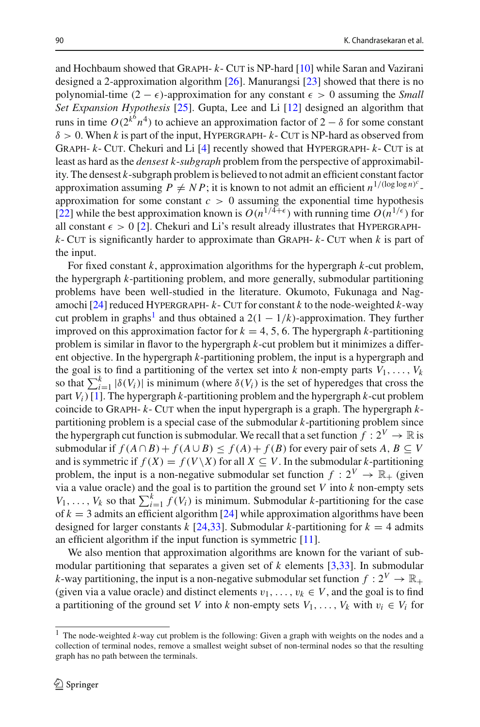and Hochbaum showed that Graph- $k$- Cut is NP-hard [10] while Saran and Vazirani designed a 2-approximation algorithm [26]. Manurangsi [23] showed that there is no polynomial-time $(2-\epsilon)$-approximation for any constant $\epsilon > 0$ assuming the *Small Set Expansion Hypothesis* [25]. Gupta, Lee and Li [12] designed an algorithm that runs in time $O(2^{k^6} n^4)$ to achieve an approximation factor of $2-\delta$ for some constant $\delta > 0$. When $k$ is part of the input, Hypergraph- $k$- Cut is NP-hard as observed from Graph- $k$- Cut. Chekuri and Li [4] recently showed that Hypergraph- $k$- Cut is at least as hard as the *densest $k$-subgraph* problem from the perspective of approximability. The densest $k$-subgraph problem is believed to not admit an efficient constant factor approximation assuming $P \neq NP$; it is known to not admit an efficient $n^{1/(\log\log n)^c}$-approximation for some constant $c > 0$ assuming the exponential time hypothesis [22] while the best approximation known is $O(n^{1/4+\epsilon})$ with running time $O(n^{1/\epsilon})$ for all constant $\epsilon > 0$ [2]. Chekuri and Li's result already illustrates that Hypergraph- $k$- Cut is significantly harder to approximate than Graph- $k$- Cut when $k$ is part of the input.

For fixed constant $k$, approximation algorithms for the hypergraph $k$-cut problem, the hypergraph $k$-partitioning problem, and more generally, submodular partitioning problems have been well-studied in the literature. Okumoto, Fukunaga and Nagamochi [24] reduced Hypergraph- $k$- Cut for constant $k$ to the node-weighted $k$-way cut problem in graphs[1] and thus obtained a $2(1-1/k)$-approximation. They further improved on this approximation factor for $k = 4, 5, 6$. The hypergraph $k$-partitioning problem is similar in flavor to the hypergraph $k$-cut problem but it minimizes a different objective. In the hypergraph $k$-partitioning problem, the input is a hypergraph and the goal is to find a partitioning of the vertex set into $k$ non-empty parts $V_1, \ldots, V_k$ so that $\sum_{i=1}^{k} |\delta(V_i)|$ is minimum (where $\delta(V_i)$ is the set of hyperedges that cross the part $V_i$) [1]. The hypergraph $k$-partitioning problem and the hypergraph $k$-cut problem coincide to Graph- $k$- Cut when the input hypergraph is a graph. The hypergraph $k$-partitioning problem is a special case of the submodular $k$-partitioning problem since the hypergraph cut function is submodular. We recall that a set function $f : 2^V \rightarrow \mathbb{R}$ is submodular if $f(A \cap B) + f(A \cup B) \leq f(A) + f(B)$ for every pair of sets $A, B \subseteq V$ and is symmetric if $f(X) = f(V \setminus X)$ for all $X \subseteq V$. In the submodular $k$-partitioning problem, the input is a non-negative submodular set function $f : 2^V \rightarrow \mathbb{R}_+$ (given via a value oracle) and the goal is to partition the ground set $V$ into $k$ non-empty sets $V_1, \ldots, V_k$ so that $\sum_{i=1}^{k} f(V_i)$ is minimum. Submodular $k$-partitioning for the case of $k = 3$ admits an efficient algorithm [24] while approximation algorithms have been designed for larger constants $k$ [24,33]. Submodular $k$-partitioning for $k = 4$ admits an efficient algorithm if the input function is symmetric [11].

We also mention that approximation algorithms are known for the variant of submodular partitioning that separates a given set of $k$ elements [3,33]. In submodular $k$-way partitioning, the input is a non-negative submodular set function $f : 2^V \rightarrow \mathbb{R}_+$ (given via a value oracle) and distinct elements $v_1, \ldots, v_k \in V$, and the goal is to find a partitioning of the ground set $V$ into $k$ non-empty sets $V_1, \ldots, V_k$ with $v_i \in V_i$ for

[1] The node-weighted $k$-way cut problem is the following: Given a graph with weights on the nodes and a collection of terminal nodes, remove a smallest weight subset of non-terminal nodes so that the resulting graph has no path between the terminals.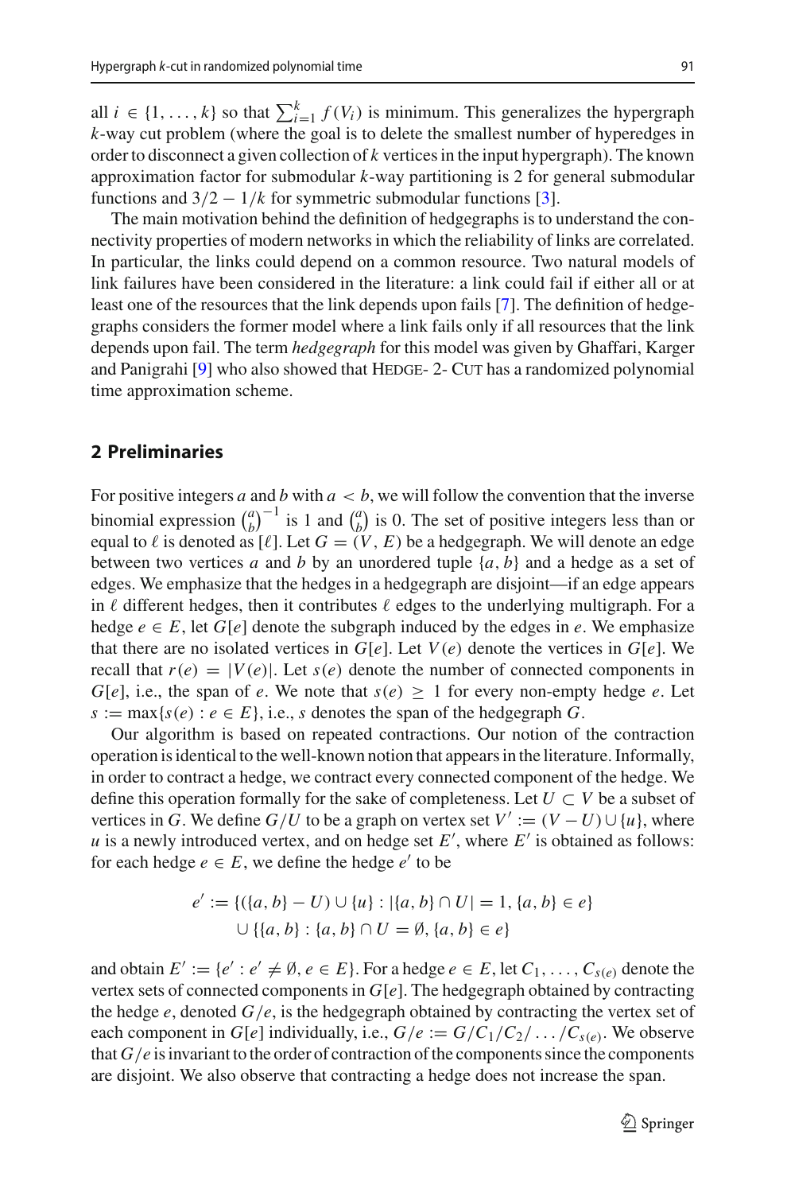all $i \in \{1, \ldots, k\}$ so that $\sum_{i=1}^{k} f(V_i)$ is minimum. This generalizes the hypergraph $k$-way cut problem (where the goal is to delete the smallest number of hyperedges in order to disconnect a given collection of $k$ vertices in the input hypergraph). The known approximation factor for submodular $k$-way partitioning is 2 for general submodular functions and $3/2 - 1/k$ for symmetric submodular functions [3].

The main motivation behind the definition of hedgegraphs is to understand the connectivity properties of modern networks in which the reliability of links are correlated. In particular, the links could depend on a common resource. Two natural models of link failures have been considered in the literature: a link could fail if either all or at least one of the resources that the link depends upon fails [7]. The definition of hedgegraphs considers the former model where a link fails only if all resources that the link depends upon fail. The term *hedgegraph* for this model was given by Ghaffari, Karger and Panigrahi [9] who also showed that Hedge- 2- Cut has a randomized polynomial time approximation scheme.

## 2 Preliminaries

For positive integers $a$ and $b$ with $a < b$, we will follow the convention that the inverse binomial expression $\binom{a}{b}^{-1}$ is 1 and $\binom{a}{b}$ is 0. The set of positive integers less than or equal to $\ell$ is denoted as $[\ell]$. Let $G = (V, E)$ be a hedgegraph. We will denote an edge between two vertices $a$ and $b$ by an unordered tuple $\{a, b\}$ and a hedge as a set of edges. We emphasize that the hedges in a hedgegraph are disjoint—if an edge appears in $\ell$ different hedges, then it contributes $\ell$ edges to the underlying multigraph. For a hedge $e \in E$, let $G[e]$ denote the subgraph induced by the edges in $e$. We emphasize that there are no isolated vertices in $G[e]$. Let $V(e)$ denote the vertices in $G[e]$. We recall that $r(e) = |V(e)|$. Let $s(e)$ denote the number of connected components in $G[e]$, i.e., the span of $e$. We note that $s(e) \geq 1$ for every non-empty hedge $e$. Let $s := \max\{s(e) : e \in E\}$, i.e., $s$ denotes the span of the hedgegraph $G$.

Our algorithm is based on repeated contractions. Our notion of the contraction operation is identical to the well-known notion that appears in the literature. Informally, in order to contract a hedge, we contract every connected component of the hedge. We define this operation formally for the sake of completeness. Let $U \subset V$ be a subset of vertices in $G$. We define $G/U$ to be a graph on vertex set $V' := (V - U) \cup \{u\}$, where $u$ is a newly introduced vertex, and on hedge set $E'$, where $E'$ is obtained as follows: for each hedge $e \in E$, we define the hedge $e'$ to be

$$
\begin{aligned}
e' := \{&(\{a, b\} - U) \cup \{u\} : |\{a, b\} \cap U| = 1, \{a, b\} \in e\} \\
&\cup \{\{a, b\} : \{a, b\} \cap U = \emptyset, \{a, b\} \in e\}
\end{aligned}
$$

and obtain $E' := \{e' : e' \neq \emptyset, e \in E\}$. For a hedge $e \in E$, let $C_1, \ldots, C_{s(e)}$ denote the vertex sets of connected components in $G[e]$. The hedgegraph obtained by contracting the hedge $e$, denoted $G/e$, is the hedgegraph obtained by contracting the vertex set of each component in $G[e]$ individually, i.e., $G/e := G/C_1/C_2/\ldots/C_{s(e)}$. We observe that $G/e$ is invariant to the order of contraction of the components since the components are disjoint. We also observe that contracting a hedge does not increase the span.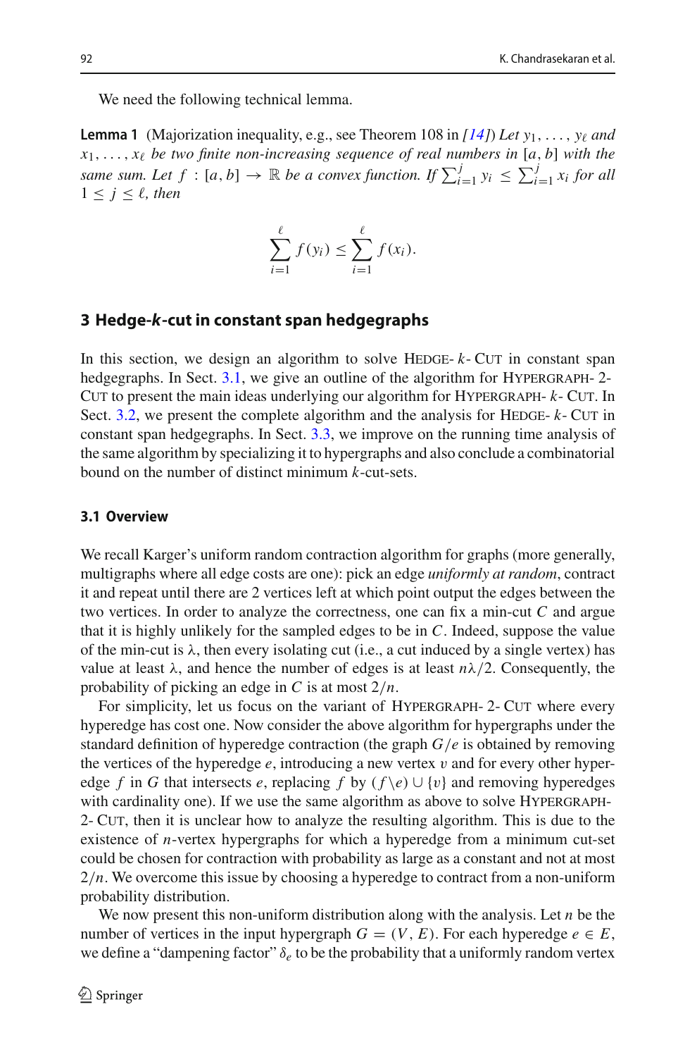We need the following technical lemma.

**Lemma 1** (Majorization inequality, e.g., see Theorem 108 in *[14]*) *Let $y_1, \ldots, y_\ell$ and $x_1, \ldots, x_\ell$ be two finite non-increasing sequence of real numbers in $[a, b]$ with the same sum. Let $f : [a, b] \to \mathbb{R}$ be a convex function. If $\sum_{i=1}^{j} y_i \le \sum_{i=1}^{j} x_i$ for all $1 \le j \le \ell$, then*

$$\sum_{i=1}^{\ell} f(y_i) \le \sum_{i=1}^{\ell} f(x_i).$$

## 3 Hedge-*k*-cut in constant span hedgegraphs

In this section, we design an algorithm to solve Hedge-$k$-Cut in constant span hedgegraphs. In Sect. 3.1, we give an outline of the algorithm for Hypergraph-2-Cut to present the main ideas underlying our algorithm for Hypergraph-$k$-Cut. In Sect. 3.2, we present the complete algorithm and the analysis for Hedge-$k$-Cut in constant span hedgegraphs. In Sect. 3.3, we improve on the running time analysis of the same algorithm by specializing it to hypergraphs and also conclude a combinatorial bound on the number of distinct minimum $k$-cut-sets.

### 3.1 Overview

We recall Karger's uniform random contraction algorithm for graphs (more generally, multigraphs where all edge costs are one): pick an edge *uniformly at random*, contract it and repeat until there are 2 vertices left at which point output the edges between the two vertices. In order to analyze the correctness, one can fix a min-cut $C$ and argue that it is highly unlikely for the sampled edges to be in $C$. Indeed, suppose the value of the min-cut is $\lambda$, then every isolating cut (i.e., a cut induced by a single vertex) has value at least $\lambda$, and hence the number of edges is at least $n\lambda/2$. Consequently, the probability of picking an edge in $C$ is at most $2/n$.

For simplicity, let us focus on the variant of Hypergraph-2-Cut where every hyperedge has cost one. Now consider the above algorithm for hypergraphs under the standard definition of hyperedge contraction (the graph $G/e$ is obtained by removing the vertices of the hyperedge $e$, introducing a new vertex $v$ and for every other hyperedge $f$ in $G$ that intersects $e$, replacing $f$ by $(f \backslash e) \cup \{v\}$ and removing hyperedges with cardinality one). If we use the same algorithm as above to solve Hypergraph-2-Cut, then it is unclear how to analyze the resulting algorithm. This is due to the existence of $n$-vertex hypergraphs for which a hyperedge from a minimum cut-set could be chosen for contraction with probability as large as a constant and not at most $2/n$. We overcome this issue by choosing a hyperedge to contract from a non-uniform probability distribution.

We now present this non-uniform distribution along with the analysis. Let $n$ be the number of vertices in the input hypergraph $G = (V, E)$. For each hyperedge $e \in E$, we define a "dampening factor" $\delta_e$ to be the probability that a uniformly random vertex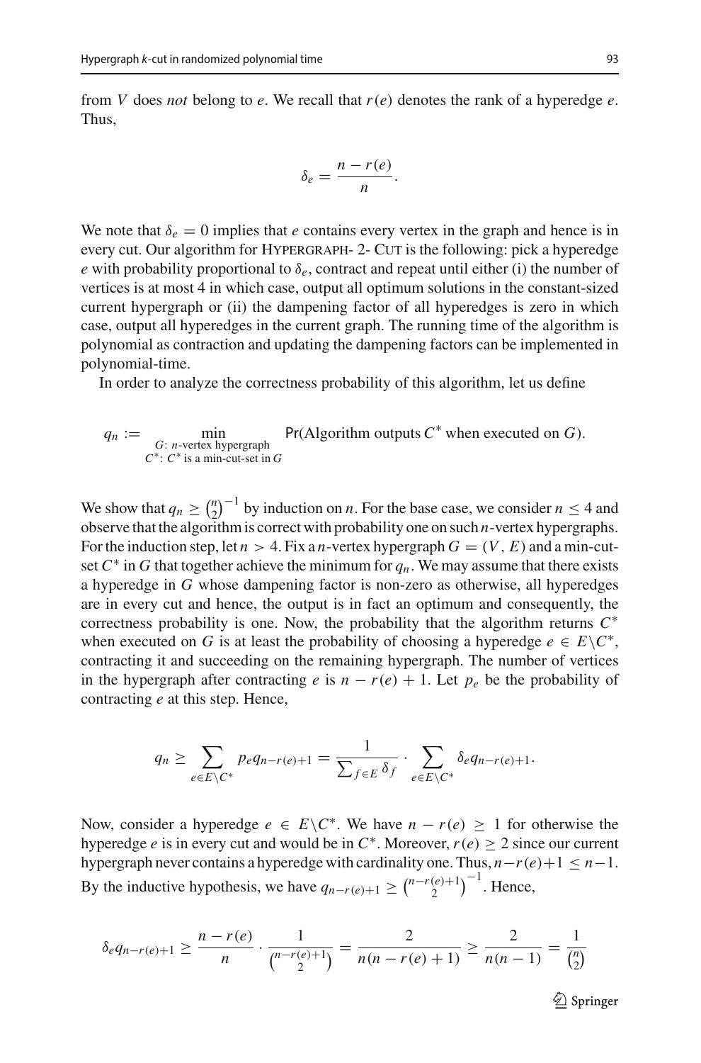from $V$ does *not* belong to $e$. We recall that $r(e)$ denotes the rank of a hyperedge $e$. Thus,

$$\delta_e = \frac{n - r(e)}{n}.$$

We note that $\delta_e = 0$ implies that $e$ contains every vertex in the graph and hence is in every cut. Our algorithm for Hypergraph- 2- Cut is the following: pick a hyperedge $e$ with probability proportional to $\delta_e$, contract and repeat until either (i) the number of vertices is at most 4 in which case, output all optimum solutions in the constant-sized current hypergraph or (ii) the dampening factor of all hyperedges is zero in which case, output all hyperedges in the current graph. The running time of the algorithm is polynomial as contraction and updating the dampening factors can be implemented in polynomial-time.

In order to analyze the correctness probability of this algorithm, let us define

$$q_n := \min_{\substack{G:\ n\text{-vertex hypergraph} \\ C^*:\ C^* \text{ is a min-cut-set in } G}} \Pr(\text{Algorithm outputs } C^* \text{ when executed on } G).$$

We show that $q_n \geq \binom{n}{2}^{-1}$ by induction on $n$. For the base case, we consider $n \leq 4$ and observe that the algorithm is correct with probability one on such $n$-vertex hypergraphs. For the induction step, let $n > 4$. Fix a $n$-vertex hypergraph $G = (V, E)$ and a min-cut-set $C^*$ in $G$ that together achieve the minimum for $q_n$. We may assume that there exists a hyperedge in $G$ whose dampening factor is non-zero as otherwise, all hyperedges are in every cut and hence, the output is in fact an optimum and consequently, the correctness probability is one. Now, the probability that the algorithm returns $C^*$ when executed on $G$ is at least the probability of choosing a hyperedge $e \in E \setminus C^*$, contracting it and succeeding on the remaining hypergraph. The number of vertices in the hypergraph after contracting $e$ is $n - r(e) + 1$. Let $p_e$ be the probability of contracting $e$ at this step. Hence,

$$q_n \geq \sum_{e \in E \setminus C^*} p_e q_{n-r(e)+1} = \frac{1}{\sum_{f \in E} \delta_f} \cdot \sum_{e \in E \setminus C^*} \delta_e q_{n-r(e)+1}.$$

Now, consider a hyperedge $e \in E \setminus C^*$. We have $n - r(e) \geq 1$ for otherwise the hyperedge $e$ is in every cut and would be in $C^*$. Moreover, $r(e) \geq 2$ since our current hypergraph never contains a hyperedge with cardinality one. Thus, $n - r(e) + 1 \leq n - 1$. By the inductive hypothesis, we have $q_{n-r(e)+1} \geq \binom{n-r(e)+1}{2}^{-1}$. Hence,

$$\delta_e q_{n-r(e)+1} \geq \frac{n - r(e)}{n} \cdot \frac{1}{\binom{n-r(e)+1}{2}} = \frac{2}{n(n - r(e) + 1)} \geq \frac{2}{n(n-1)} = \frac{1}{\binom{n}{2}}$$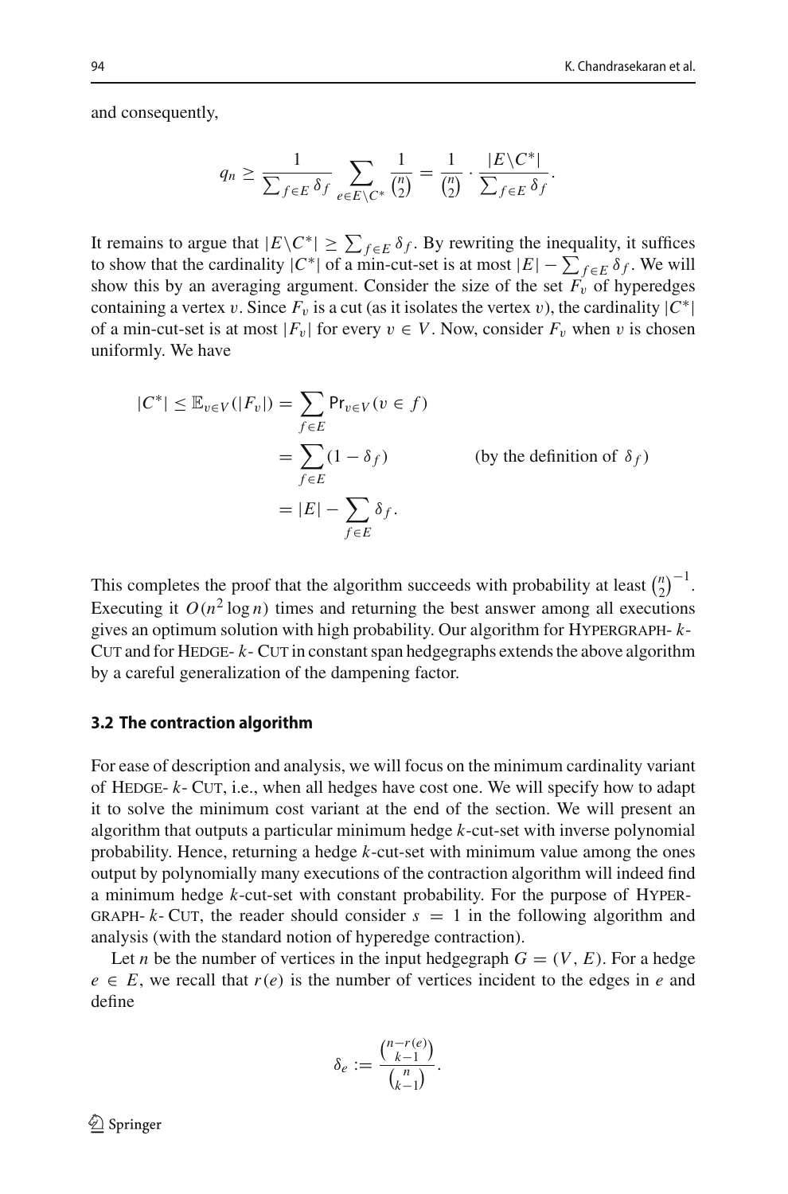and consequently,

$$q_n \geq \frac{1}{\sum_{f\in E}\delta_f}\sum_{e\in E\setminus C^*}\frac{1}{\binom{n}{2}} = \frac{1}{\binom{n}{2}}\cdot\frac{|E\setminus C^*|}{\sum_{f\in E}\delta_f}.$$

It remains to argue that $|E\setminus C^*| \geq \sum_{f\in E}\delta_f$. By rewriting the inequality, it suffices to show that the cardinality $|C^*|$ of a min-cut-set is at most $|E| - \sum_{f\in E}\delta_f$. We will show this by an averaging argument. Consider the size of the set $F_v$ of hyperedges containing a vertex $v$. Since $F_v$ is a cut (as it isolates the vertex $v$), the cardinality $|C^*|$ of a min-cut-set is at most $|F_v|$ for every $v \in V$. Now, consider $F_v$ when $v$ is chosen uniformly. We have

$$\begin{aligned}
|C^*| \leq \mathbb{E}_{v\in V}(|F_v|) &= \sum_{f\in E}\Pr_{v\in V}(v\in f)\\
&= \sum_{f\in E}(1-\delta_f) \qquad\qquad \text{(by the definition of } \delta_f)\\
&= |E| - \sum_{f\in E}\delta_f.
\end{aligned}$$

This completes the proof that the algorithm succeeds with probability at least $\binom{n}{2}^{-1}$. Executing it $O(n^2\log n)$ times and returning the best answer among all executions gives an optimum solution with high probability. Our algorithm for Hypergraph-$k$-Cut and for Hedge-$k$-Cut in constant span hedgegraphs extends the above algorithm by a careful generalization of the dampening factor.

### 3.2 The contraction algorithm

For ease of description and analysis, we will focus on the minimum cardinality variant of Hedge-$k$-Cut, i.e., when all hedges have cost one. We will specify how to adapt it to solve the minimum cost variant at the end of the section. We will present an algorithm that outputs a particular minimum hedge $k$-cut-set with inverse polynomial probability. Hence, returning a hedge $k$-cut-set with minimum value among the ones output by polynomially many executions of the contraction algorithm will indeed find a minimum hedge $k$-cut-set with constant probability. For the purpose of Hypergraph-$k$-Cut, the reader should consider $s = 1$ in the following algorithm and analysis (with the standard notion of hyperedge contraction).

Let $n$ be the number of vertices in the input hedgegraph $G = (V, E)$. For a hedge $e \in E$, we recall that $r(e)$ is the number of vertices incident to the edges in $e$ and define

$$\delta_e := \frac{\binom{n-r(e)}{k-1}}{\binom{n}{k-1}}.$$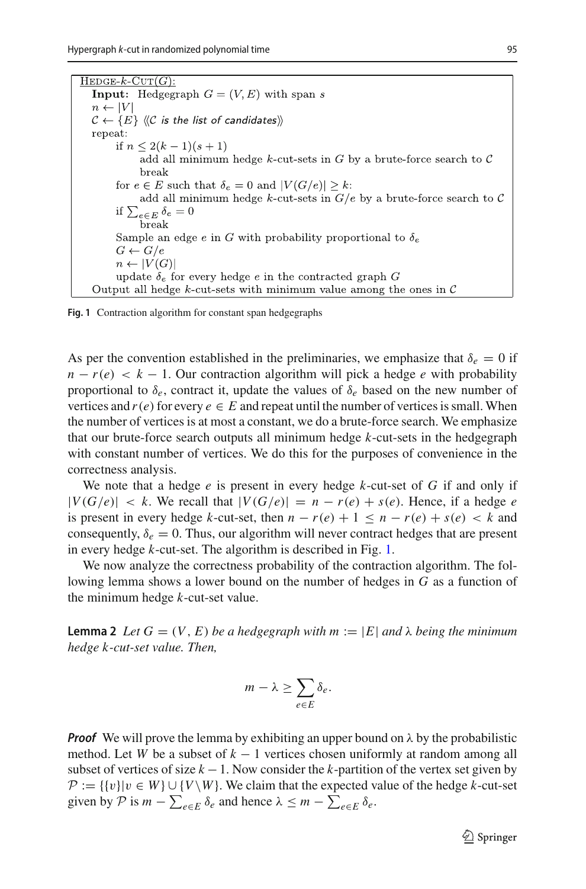```
HEDGE-k-CUT(G):
  Input: Hedgegraph G = (V, E) with span s
  n ← |V|
  C ← {E} ⟨⟨C is the list of candidates⟩⟩
  repeat:
      if n ≤ 2(k − 1)(s + 1)
          add all minimum hedge k-cut-sets in G by a brute-force search to C
          break
      for e ∈ E such that δ_e = 0 and |V(G/e)| ≥ k:
          add all minimum hedge k-cut-sets in G/e by a brute-force search to C
      if Σ_{e∈E} δ_e = 0
          break
      Sample an edge e in G with probability proportional to δ_e
      G ← G/e
      n ← |V(G)|
      update δ_e for every hedge e in the contracted graph G
  Output all hedge k-cut-sets with minimum value among the ones in C
```

**Fig. 1** Contraction algorithm for constant span hedgegraphs

As per the convention established in the preliminaries, we emphasize that $\delta_e = 0$ if $n - r(e) < k - 1$. Our contraction algorithm will pick a hedge $e$ with probability proportional to $\delta_e$, contract it, update the values of $\delta_e$ based on the new number of vertices and $r(e)$ for every $e \in E$ and repeat until the number of vertices is small. When the number of vertices is at most a constant, we do a brute-force search. We emphasize that our brute-force search outputs all minimum hedge $k$-cut-sets in the hedgegraph with constant number of vertices. We do this for the purposes of convenience in the correctness analysis.

We note that a hedge $e$ is present in every hedge $k$-cut-set of $G$ if and only if $|V(G/e)| < k$. We recall that $|V(G/e)| = n - r(e) + s(e)$. Hence, if a hedge $e$ is present in every hedge $k$-cut-set, then $n - r(e) + 1 \le n - r(e) + s(e) < k$ and consequently, $\delta_e = 0$. Thus, our algorithm will never contract hedges that are present in every hedge $k$-cut-set. The algorithm is described in Fig. 1.

We now analyze the correctness probability of the contraction algorithm. The following lemma shows a lower bound on the number of hedges in $G$ as a function of the minimum hedge $k$-cut-set value.

**Lemma 2** *Let $G = (V, E)$ be a hedgegraph with $m := |E|$ and $\lambda$ being the minimum hedge $k$-cut-set value. Then,*

$$m - \lambda \ge \sum_{e \in E} \delta_e.$$

***Proof*** We will prove the lemma by exhibiting an upper bound on $\lambda$ by the probabilistic method. Let $W$ be a subset of $k - 1$ vertices chosen uniformly at random among all subset of vertices of size $k - 1$. Now consider the $k$-partition of the vertex set given by $\mathcal{P} := \{\{v\} | v \in W\} \cup \{V \setminus W\}$. We claim that the expected value of the hedge $k$-cut-set given by $\mathcal{P}$ is $m - \sum_{e \in E} \delta_e$ and hence $\lambda \le m - \sum_{e \in E} \delta_e$.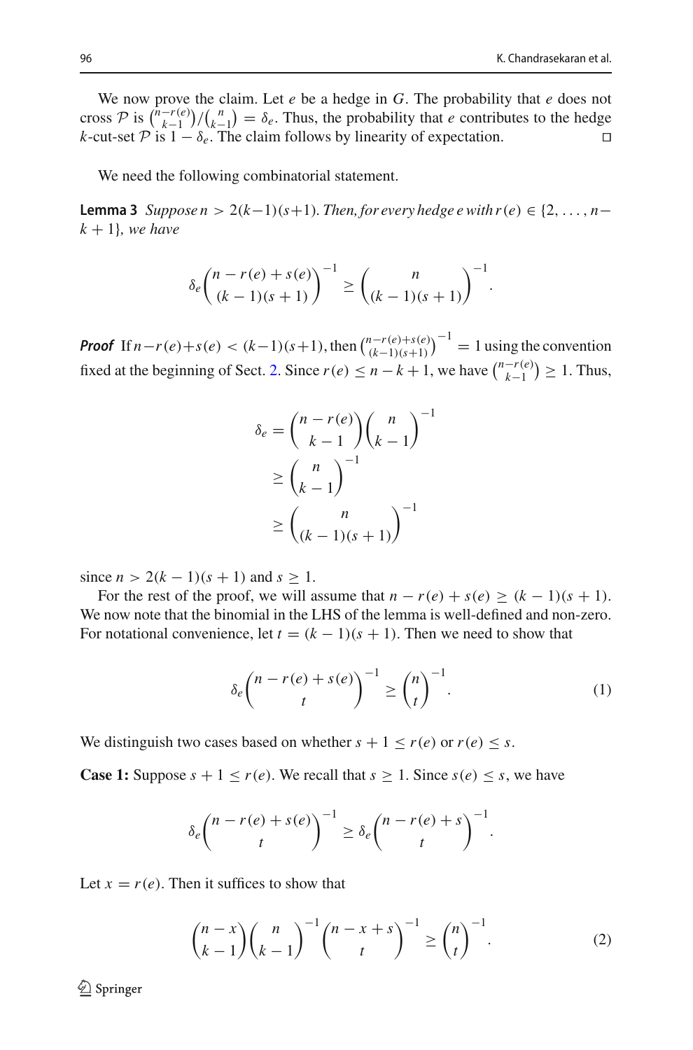We now prove the claim. Let $e$ be a hedge in $G$. The probability that $e$ does not cross $\mathcal{P}$ is $\binom{n-r(e)}{k-1}/\binom{n}{k-1} = \delta_e$. Thus, the probability that $e$ contributes to the hedge $k$-cut-set $\mathcal{P}$ is $1 - \delta_e$. The claim follows by linearity of expectation. $\square$

We need the following combinatorial statement.

**Lemma 3** *Suppose $n > 2(k-1)(s+1)$. Then, for every hedge $e$ with $r(e) \in \{2, \ldots, n-k+1\}$, we have*

$$\delta_e \binom{n - r(e) + s(e)}{(k-1)(s+1)}^{-1} \geq \binom{n}{(k-1)(s+1)}^{-1}.$$

***Proof*** If $n - r(e) + s(e) < (k-1)(s+1)$, then $\binom{n-r(e)+s(e)}{(k-1)(s+1)}^{-1} = 1$ using the convention fixed at the beginning of Sect. 2. Since $r(e) \leq n - k + 1$, we have $\binom{n-r(e)}{k-1} \geq 1$. Thus,

$$\begin{aligned}
\delta_e &= \binom{n - r(e)}{k-1}\binom{n}{k-1}^{-1} \\
&\geq \binom{n}{k-1}^{-1} \\
&\geq \binom{n}{(k-1)(s+1)}^{-1}
\end{aligned}$$

since $n > 2(k-1)(s+1)$ and $s \geq 1$.

For the rest of the proof, we will assume that $n - r(e) + s(e) \geq (k-1)(s+1)$. We now note that the binomial in the LHS of the lemma is well-defined and non-zero. For notational convenience, let $t = (k-1)(s+1)$. Then we need to show that

$$\delta_e \binom{n - r(e) + s(e)}{t}^{-1} \geq \binom{n}{t}^{-1}. \tag{1}$$

We distinguish two cases based on whether $s + 1 \leq r(e)$ or $r(e) \leq s$.

**Case 1:** Suppose $s + 1 \leq r(e)$. We recall that $s \geq 1$. Since $s(e) \leq s$, we have

$$\delta_e \binom{n - r(e) + s(e)}{t}^{-1} \geq \delta_e \binom{n - r(e) + s}{t}^{-1}.$$

Let $x = r(e)$. Then it suffices to show that

$$\binom{n-x}{k-1}\binom{n}{k-1}^{-1}\binom{n-x+s}{t}^{-1} \geq \binom{n}{t}^{-1}. \tag{2}$$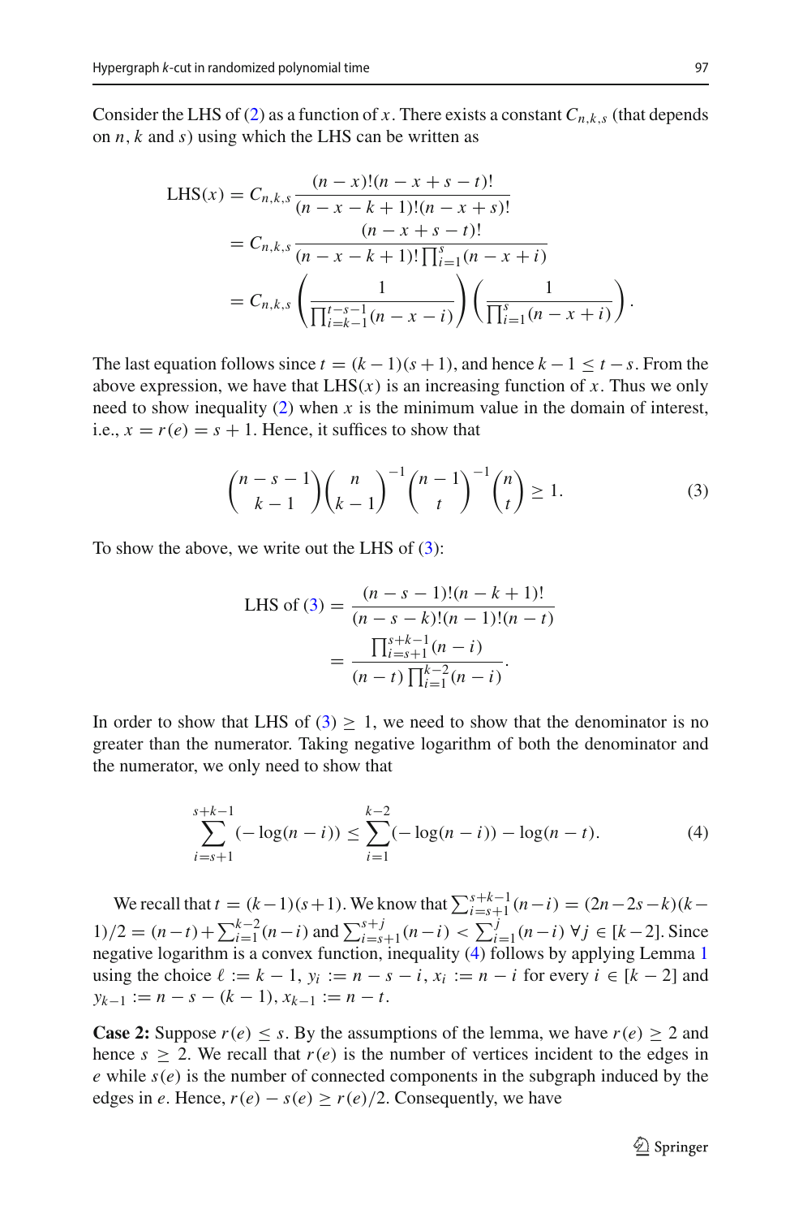Consider the LHS of (2) as a function of $x$. There exists a constant $C_{n,k,s}$ (that depends on $n$, $k$ and $s$) using which the LHS can be written as

$$
\begin{aligned}
\text{LHS}(x) &= C_{n,k,s} \frac{(n-x)!(n-x+s-t)!}{(n-x-k+1)!(n-x+s)!} \\
&= C_{n,k,s} \frac{(n-x+s-t)!}{(n-x-k+1)! \prod_{i=1}^{s}(n-x+i)} \\
&= C_{n,k,s} \left( \frac{1}{\prod_{i=k-1}^{t-s-1}(n-x-i)} \right) \left( \frac{1}{\prod_{i=1}^{s}(n-x+i)} \right).
\end{aligned}
$$

The last equation follows since $t = (k-1)(s+1)$, and hence $k-1 \le t-s$. From the above expression, we have that $\text{LHS}(x)$ is an increasing function of $x$. Thus we only need to show inequality (2) when $x$ is the minimum value in the domain of interest, i.e., $x = r(e) = s+1$. Hence, it suffices to show that

$$
\binom{n-s-1}{k-1}\binom{n}{k-1}^{-1}\binom{n-1}{t}^{-1}\binom{n}{t} \ge 1. \tag{3}
$$

To show the above, we write out the LHS of (3):

$$
\begin{aligned}
\text{LHS of (3)} &= \frac{(n-s-1)!(n-k+1)!}{(n-s-k)!(n-1)!(n-t)} \\
&= \frac{\prod_{i=s+1}^{s+k-1}(n-i)}{(n-t)\prod_{i=1}^{k-2}(n-i)}.
\end{aligned}
$$

In order to show that LHS of (3) $\ge 1$, we need to show that the denominator is no greater than the numerator. Taking negative logarithm of both the denominator and the numerator, we only need to show that

$$
\sum_{i=s+1}^{s+k-1}(-\log(n-i)) \le \sum_{i=1}^{k-2}(-\log(n-i)) - \log(n-t). \tag{4}
$$

We recall that $t = (k-1)(s+1)$. We know that $\sum_{i=s+1}^{s+k-1}(n-i) = (2n-2s-k)(k-1)/2 = (n-t) + \sum_{i=1}^{k-2}(n-i)$ and $\sum_{i=s+1}^{s+j}(n-i) < \sum_{i=1}^{j}(n-i)\ \forall j \in [k-2]$. Since negative logarithm is a convex function, inequality (4) follows by applying Lemma 1 using the choice $\ell := k-1$, $y_i := n-s-i$, $x_i := n-i$ for every $i \in [k-2]$ and $y_{k-1} := n-s-(k-1)$, $x_{k-1} := n-t$.

**Case 2:** Suppose $r(e) \le s$. By the assumptions of the lemma, we have $r(e) \ge 2$ and hence $s \ge 2$. We recall that $r(e)$ is the number of vertices incident to the edges in $e$ while $s(e)$ is the number of connected components in the subgraph induced by the edges in $e$. Hence, $r(e) - s(e) \ge r(e)/2$. Consequently, we have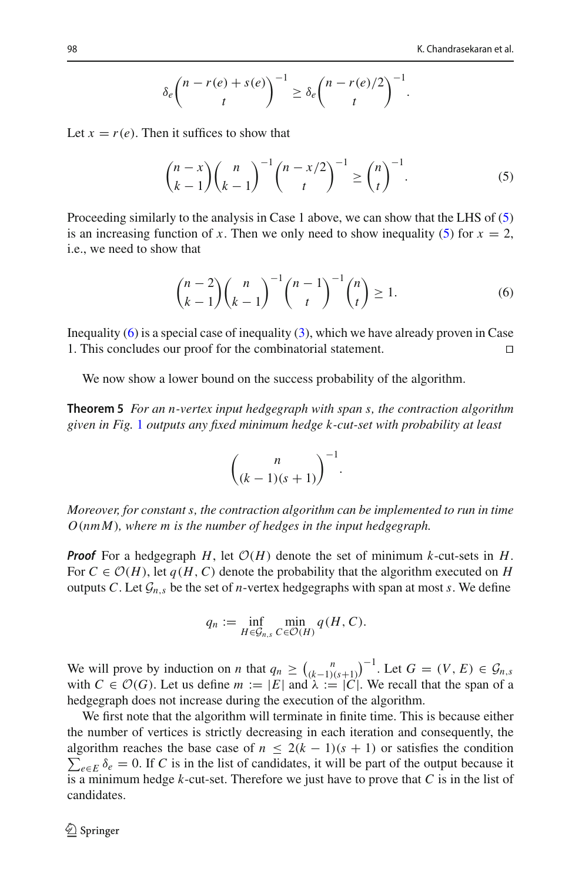$$\delta_e \binom{n - r(e) + s(e)}{t}^{-1} \geq \delta_e \binom{n - r(e)/2}{t}^{-1}.$$

Let $x = r(e)$. Then it suffices to show that

$$\binom{n-x}{k-1}\binom{n}{k-1}^{-1}\binom{n-x/2}{t}^{-1} \geq \binom{n}{t}^{-1}. \tag{5}$$

Proceeding similarly to the analysis in Case 1 above, we can show that the LHS of (5) is an increasing function of $x$. Then we only need to show inequality (5) for $x = 2$, i.e., we need to show that

$$\binom{n-2}{k-1}\binom{n}{k-1}^{-1}\binom{n-1}{t}^{-1}\binom{n}{t} \geq 1. \tag{6}$$

Inequality (6) is a special case of inequality (3), which we have already proven in Case 1. This concludes our proof for the combinatorial statement. □

We now show a lower bound on the success probability of the algorithm.

**Theorem 5** *For an $n$-vertex input hedgegraph with span $s$, the contraction algorithm given in Fig. 1 outputs any fixed minimum hedge $k$-cut-set with probability at least*

$$\binom{n}{(k-1)(s+1)}^{-1}.$$

*Moreover, for constant $s$, the contraction algorithm can be implemented to run in time $O(nmM)$, where $m$ is the number of hedges in the input hedgegraph.*

***Proof*** For a hedgegraph $H$, let $\mathcal{O}(H)$ denote the set of minimum $k$-cut-sets in $H$. For $C \in \mathcal{O}(H)$, let $q(H, C)$ denote the probability that the algorithm executed on $H$ outputs $C$. Let $\mathcal{G}_{n,s}$ be the set of $n$-vertex hedgegraphs with span at most $s$. We define

$$q_n := \inf_{H \in \mathcal{G}_{n,s}} \min_{C \in \mathcal{O}(H)} q(H, C).$$

We will prove by induction on $n$ that $q_n \geq \binom{n}{(k-1)(s+1)}^{-1}$. Let $G = (V, E) \in \mathcal{G}_{n,s}$ with $C \in \mathcal{O}(G)$. Let us define $m := |E|$ and $\lambda := |C|$. We recall that the span of a hedgegraph does not increase during the execution of the algorithm.

We first note that the algorithm will terminate in finite time. This is because either the number of vertices is strictly decreasing in each iteration and consequently, the algorithm reaches the base case of $n \leq 2(k-1)(s+1)$ or satisfies the condition $\sum_{e \in E} \delta_e = 0$. If $C$ is in the list of candidates, it will be part of the output because it is a minimum hedge $k$-cut-set. Therefore we just have to prove that $C$ is in the list of candidates.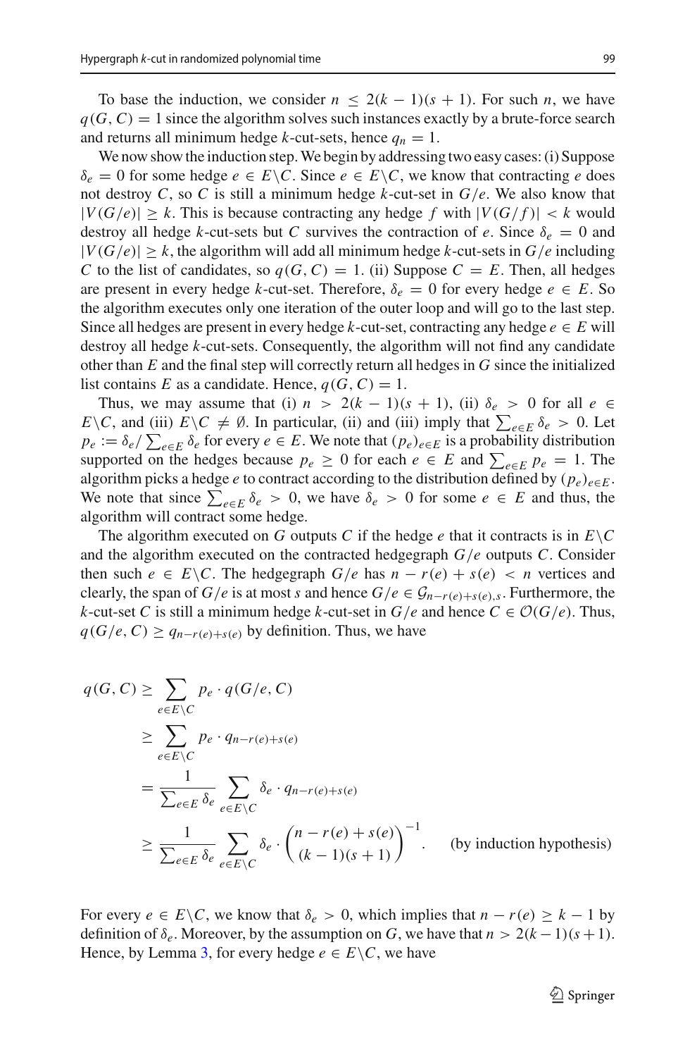To base the induction, we consider $n \leq 2(k-1)(s+1)$. For such $n$, we have $q(G, C) = 1$ since the algorithm solves such instances exactly by a brute-force search and returns all minimum hedge $k$-cut-sets, hence $q_n = 1$.

We now show the induction step. We begin by addressing two easy cases: (i) Suppose $\delta_e = 0$ for some hedge $e \in E \backslash C$. Since $e \in E \backslash C$, we know that contracting $e$ does not destroy $C$, so $C$ is still a minimum hedge $k$-cut-set in $G/e$. We also know that $|V(G/e)| \geq k$. This is because contracting any hedge $f$ with $|V(G/f)| < k$ would destroy all hedge $k$-cut-sets but $C$ survives the contraction of $e$. Since $\delta_e = 0$ and $|V(G/e)| \geq k$, the algorithm will add all minimum hedge $k$-cut-sets in $G/e$ including $C$ to the list of candidates, so $q(G, C) = 1$. (ii) Suppose $C = E$. Then, all hedges are present in every hedge $k$-cut-set. Therefore, $\delta_e = 0$ for every hedge $e \in E$. So the algorithm executes only one iteration of the outer loop and will go to the last step. Since all hedges are present in every hedge $k$-cut-set, contracting any hedge $e \in E$ will destroy all hedge $k$-cut-sets. Consequently, the algorithm will not find any candidate other than $E$ and the final step will correctly return all hedges in $G$ since the initialized list contains $E$ as a candidate. Hence, $q(G, C) = 1$.

Thus, we may assume that (i) $n > 2(k-1)(s+1)$, (ii) $\delta_e > 0$ for all $e \in E \backslash C$, and (iii) $E \backslash C \neq \emptyset$. In particular, (ii) and (iii) imply that $\sum_{e \in E} \delta_e > 0$. Let $p_e := \delta_e / \sum_{e \in E} \delta_e$ for every $e \in E$. We note that $(p_e)_{e \in E}$ is a probability distribution supported on the hedges because $p_e \geq 0$ for each $e \in E$ and $\sum_{e \in E} p_e = 1$. The algorithm picks a hedge $e$ to contract according to the distribution defined by $(p_e)_{e \in E}$. We note that since $\sum_{e \in E} \delta_e > 0$, we have $\delta_e > 0$ for some $e \in E$ and thus, the algorithm will contract some hedge.

The algorithm executed on $G$ outputs $C$ if the hedge $e$ that it contracts is in $E \backslash C$ and the algorithm executed on the contracted hedgegraph $G/e$ outputs $C$. Consider then such $e \in E \backslash C$. The hedgegraph $G/e$ has $n - r(e) + s(e) < n$ vertices and clearly, the span of $G/e$ is at most $s$ and hence $G/e \in \mathcal{G}_{n-r(e)+s(e),s}$. Furthermore, the $k$-cut-set $C$ is still a minimum hedge $k$-cut-set in $G/e$ and hence $C \in \mathcal{O}(G/e)$. Thus, $q(G/e, C) \geq q_{n-r(e)+s(e)}$ by definition. Thus, we have

$$
\begin{aligned}
q(G, C) &\geq \sum_{e \in E \backslash C} p_e \cdot q(G/e, C) \\
&\geq \sum_{e \in E \backslash C} p_e \cdot q_{n-r(e)+s(e)} \\
&= \frac{1}{\sum_{e \in E} \delta_e} \sum_{e \in E \backslash C} \delta_e \cdot q_{n-r(e)+s(e)} \\
&\geq \frac{1}{\sum_{e \in E} \delta_e} \sum_{e \in E \backslash C} \delta_e \cdot \binom{n - r(e) + s(e)}{(k-1)(s+1)}^{-1}. \qquad \text{(by induction hypothesis)}
\end{aligned}
$$

For every $e \in E \backslash C$, we know that $\delta_e > 0$, which implies that $n - r(e) \geq k - 1$ by definition of $\delta_e$. Moreover, by the assumption on $G$, we have that $n > 2(k-1)(s+1)$. Hence, by Lemma 3, for every hedge $e \in E \backslash C$, we have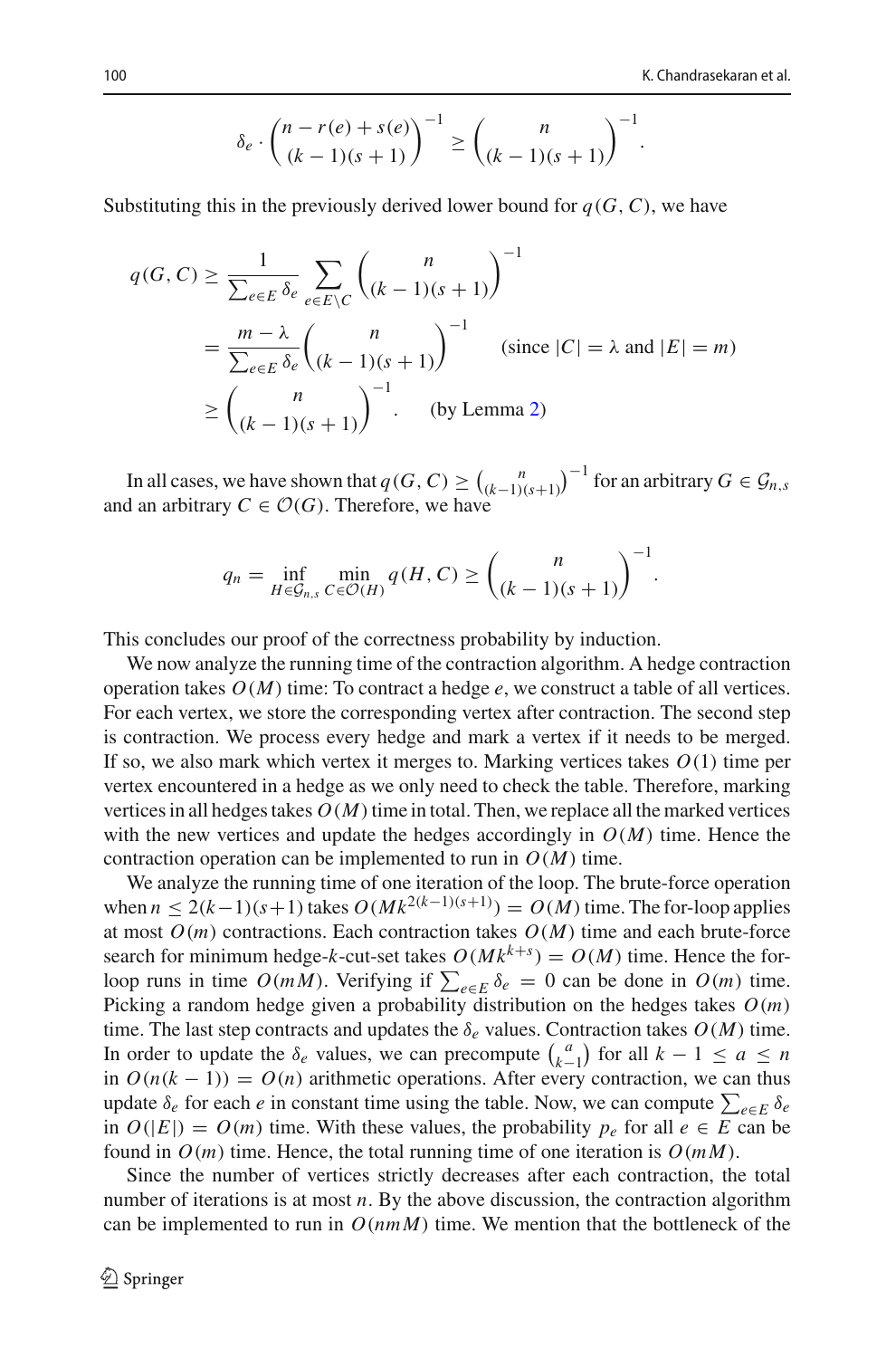$$\delta_e \cdot \binom{n - r(e) + s(e)}{(k-1)(s+1)}^{-1} \geq \binom{n}{(k-1)(s+1)}^{-1}.$$

Substituting this in the previously derived lower bound for $q(G, C)$, we have

$$\begin{aligned}
q(G, C) &\geq \frac{1}{\sum_{e \in E} \delta_e} \sum_{e \in E \setminus C} \binom{n}{(k-1)(s+1)}^{-1} \\
&= \frac{m - \lambda}{\sum_{e \in E} \delta_e} \binom{n}{(k-1)(s+1)}^{-1} \quad \text{(since } |C| = \lambda \text{ and } |E| = m\text{)} \\
&\geq \binom{n}{(k-1)(s+1)}^{-1}. \quad \text{(by Lemma 2)}
\end{aligned}$$

In all cases, we have shown that $q(G, C) \geq \binom{n}{(k-1)(s+1)}^{-1}$ for an arbitrary $G \in \mathcal{G}_{n,s}$ and an arbitrary $C \in \mathcal{O}(G)$. Therefore, we have

$$q_n = \inf_{H \in \mathcal{G}_{n,s}} \min_{C \in \mathcal{O}(H)} q(H, C) \geq \binom{n}{(k-1)(s+1)}^{-1}.$$

This concludes our proof of the correctness probability by induction.

We now analyze the running time of the contraction algorithm. A hedge contraction operation takes $O(M)$ time: To contract a hedge $e$, we construct a table of all vertices. For each vertex, we store the corresponding vertex after contraction. The second step is contraction. We process every hedge and mark a vertex if it needs to be merged. If so, we also mark which vertex it merges to. Marking vertices takes $O(1)$ time per vertex encountered in a hedge as we only need to check the table. Therefore, marking vertices in all hedges takes $O(M)$ time in total. Then, we replace all the marked vertices with the new vertices and update the hedges accordingly in $O(M)$ time. Hence the contraction operation can be implemented to run in $O(M)$ time.

We analyze the running time of one iteration of the loop. The brute-force operation when $n \leq 2(k-1)(s+1)$ takes $O(Mk^{2(k-1)(s+1)}) = O(M)$ time. The for-loop applies at most $O(m)$ contractions. Each contraction takes $O(M)$ time and each brute-force search for minimum hedge-$k$-cut-set takes $O(Mk^{k+s}) = O(M)$ time. Hence the for-loop runs in time $O(mM)$. Verifying if $\sum_{e \in E} \delta_e = 0$ can be done in $O(m)$ time. Picking a random hedge given a probability distribution on the hedges takes $O(m)$ time. The last step contracts and updates the $\delta_e$ values. Contraction takes $O(M)$ time. In order to update the $\delta_e$ values, we can precompute $\binom{a}{k-1}$ for all $k - 1 \leq a \leq n$ in $O(n(k-1)) = O(n)$ arithmetic operations. After every contraction, we can thus update $\delta_e$ for each $e$ in constant time using the table. Now, we can compute $\sum_{e \in E} \delta_e$ in $O(|E|) = O(m)$ time. With these values, the probability $p_e$ for all $e \in E$ can be found in $O(m)$ time. Hence, the total running time of one iteration is $O(mM)$.

Since the number of vertices strictly decreases after each contraction, the total number of iterations is at most $n$. By the above discussion, the contraction algorithm can be implemented to run in $O(nmM)$ time. We mention that the bottleneck of the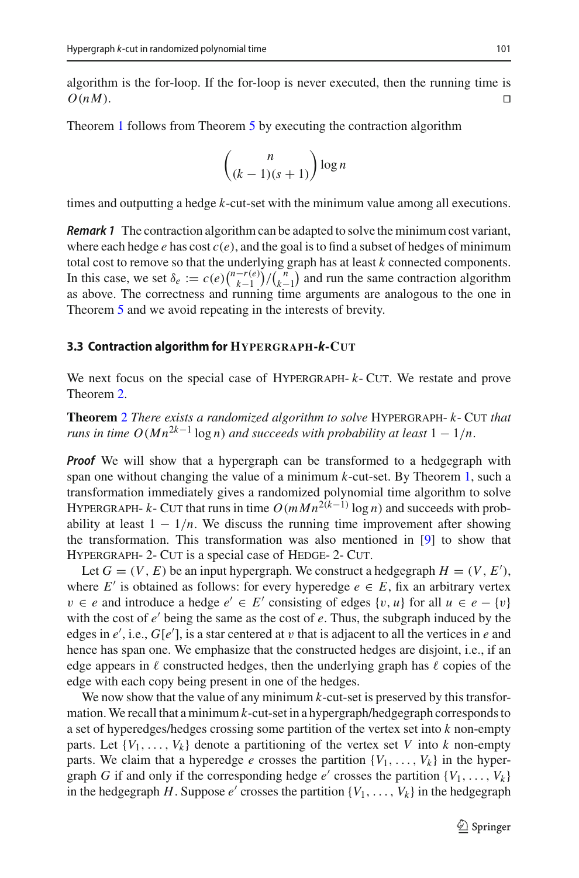algorithm is the for-loop. If the for-loop is never executed, then the running time is $O(nM)$. □

Theorem 1 follows from Theorem 5 by executing the contraction algorithm

$$\binom{n}{(k-1)(s+1)} \log n$$

times and outputting a hedge $k$-cut-set with the minimum value among all executions.

***Remark 1*** The contraction algorithm can be adapted to solve the minimum cost variant, where each hedge $e$ has cost $c(e)$, and the goal is to find a subset of hedges of minimum total cost to remove so that the underlying graph has at least $k$ connected components. In this case, we set $\delta_e := c(e)\binom{n-r(e)}{k-1}/\binom{n}{k-1}$ and run the same contraction algorithm as above. The correctness and running time arguments are analogous to the one in Theorem 5 and we avoid repeating in the interests of brevity.

### 3.3 Contraction algorithm for Hypergraph-*k*-Cut

We next focus on the special case of Hypergraph-$k$-Cut. We restate and prove Theorem 2.

**Theorem 2** *There exists a randomized algorithm to solve* Hypergraph-$k$-Cut *that runs in time $O(Mn^{2k-1}\log n)$ and succeeds with probability at least $1 - 1/n$.*

***Proof*** We will show that a hypergraph can be transformed to a hedgegraph with span one without changing the value of a minimum $k$-cut-set. By Theorem 1, such a transformation immediately gives a randomized polynomial time algorithm to solve Hypergraph-$k$-Cut that runs in time $O(mMn^{2(k-1)}\log n)$ and succeeds with probability at least $1 - 1/n$. We discuss the running time improvement after showing the transformation. This transformation was also mentioned in [9] to show that Hypergraph-2-Cut is a special case of Hedge-2-Cut.

Let $G = (V, E)$ be an input hypergraph. We construct a hedgegraph $H = (V, E')$, where $E'$ is obtained as follows: for every hyperedge $e \in E$, fix an arbitrary vertex $v \in e$ and introduce a hedge $e' \in E'$ consisting of edges $\{v, u\}$ for all $u \in e - \{v\}$ with the cost of $e'$ being the same as the cost of $e$. Thus, the subgraph induced by the edges in $e'$, i.e., $G[e']$, is a star centered at $v$ that is adjacent to all the vertices in $e$ and hence has span one. We emphasize that the constructed hedges are disjoint, i.e., if an edge appears in $\ell$ constructed hedges, then the underlying graph has $\ell$ copies of the edge with each copy being present in one of the hedges.

We now show that the value of any minimum $k$-cut-set is preserved by this transformation. We recall that a minimum $k$-cut-set in a hypergraph/hedgegraph corresponds to a set of hyperedges/hedges crossing some partition of the vertex set into $k$ non-empty parts. Let $\{V_1, \ldots, V_k\}$ denote a partitioning of the vertex set $V$ into $k$ non-empty parts. We claim that a hyperedge $e$ crosses the partition $\{V_1, \ldots, V_k\}$ in the hypergraph $G$ if and only if the corresponding hedge $e'$ crosses the partition $\{V_1, \ldots, V_k\}$ in the hedgegraph $H$. Suppose $e'$ crosses the partition $\{V_1, \ldots, V_k\}$ in the hedgegraph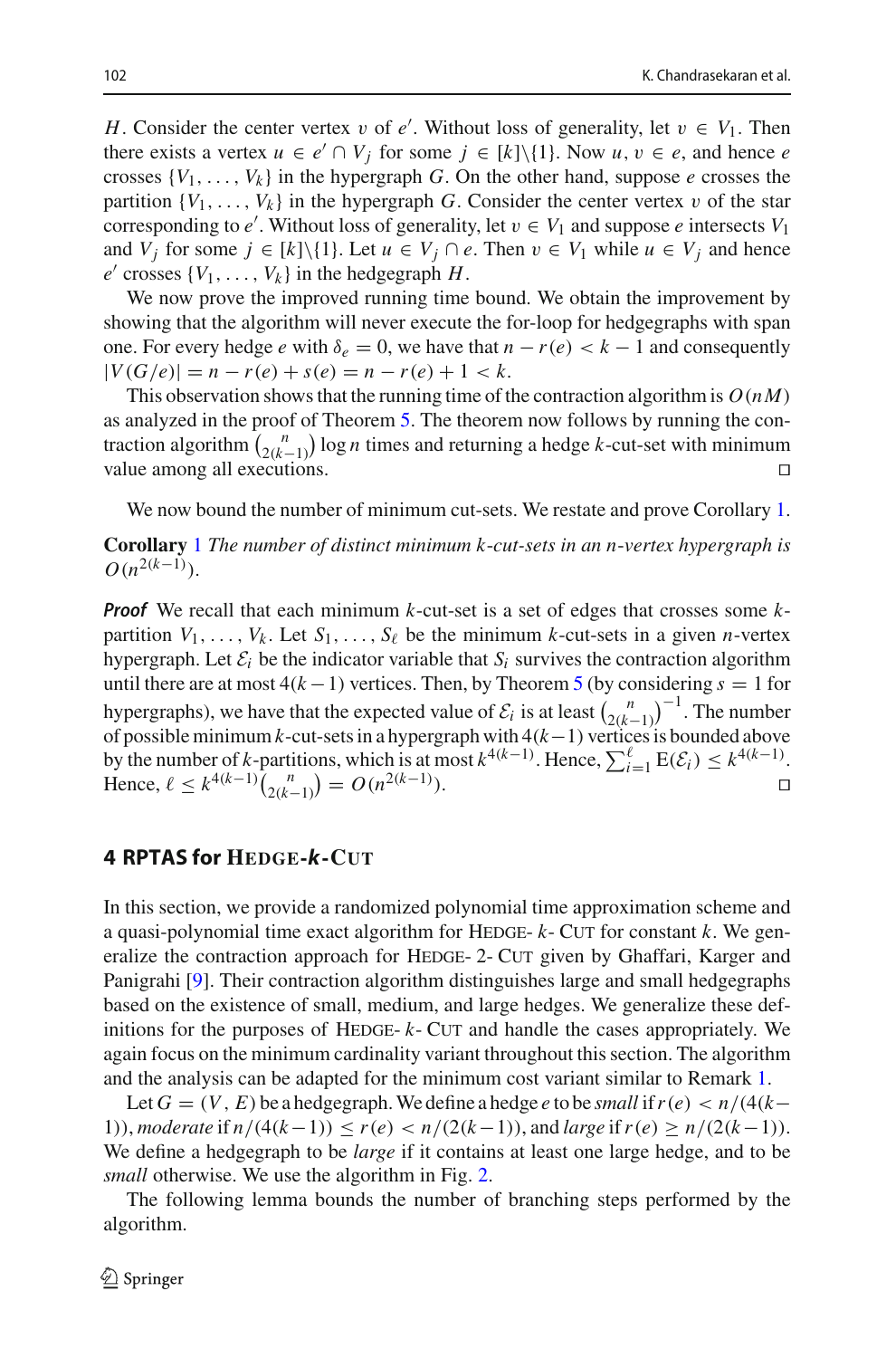$H$. Consider the center vertex $v$ of $e'$. Without loss of generality, let $v \in V_1$. Then there exists a vertex $u \in e' \cap V_j$ for some $j \in [k]\backslash\{1\}$. Now $u, v \in e$, and hence $e$ crosses $\{V_1, \ldots, V_k\}$ in the hypergraph $G$. On the other hand, suppose $e$ crosses the partition $\{V_1, \ldots, V_k\}$ in the hypergraph $G$. Consider the center vertex $v$ of the star corresponding to $e'$. Without loss of generality, let $v \in V_1$ and suppose $e$ intersects $V_1$ and $V_j$ for some $j \in [k]\backslash\{1\}$. Let $u \in V_j \cap e$. Then $v \in V_1$ while $u \in V_j$ and hence $e'$ crosses $\{V_1, \ldots, V_k\}$ in the hedgegraph $H$.

We now prove the improved running time bound. We obtain the improvement by showing that the algorithm will never execute the for-loop for hedgegraphs with span one. For every hedge $e$ with $\delta_e = 0$, we have that $n - r(e) < k - 1$ and consequently $|V(G/e)| = n - r(e) + s(e) = n - r(e) + 1 < k$.

This observation shows that the running time of the contraction algorithm is $O(nM)$ as analyzed in the proof of Theorem 5. The theorem now follows by running the contraction algorithm $\binom{n}{2(k-1)} \log n$ times and returning a hedge $k$-cut-set with minimum value among all executions. $\square$

We now bound the number of minimum cut-sets. We restate and prove Corollary 1.

**Corollary** 1 *The number of distinct minimum $k$-cut-sets in an $n$-vertex hypergraph is $O(n^{2(k-1)})$.*

***Proof*** We recall that each minimum $k$-cut-set is a set of edges that crosses some $k$-partition $V_1, \ldots, V_k$. Let $S_1, \ldots, S_\ell$ be the minimum $k$-cut-sets in a given $n$-vertex hypergraph. Let $\mathcal{E}_i$ be the indicator variable that $S_i$ survives the contraction algorithm until there are at most $4(k-1)$ vertices. Then, by Theorem 5 (by considering $s = 1$ for hypergraphs), we have that the expected value of $\mathcal{E}_i$ is at least $\binom{n}{2(k-1)}^{-1}$. The number of possible minimum $k$-cut-sets in a hypergraph with $4(k-1)$ vertices is bounded above by the number of $k$-partitions, which is at most $k^{4(k-1)}$. Hence, $\sum_{i=1}^{\ell} \mathrm{E}(\mathcal{E}_i) \leq k^{4(k-1)}$. Hence, $\ell \leq k^{4(k-1)}\binom{n}{2(k-1)} = O(n^{2(k-1)})$. $\square$

## 4 RPTAS for Hedge-$k$-Cut

In this section, we provide a randomized polynomial time approximation scheme and a quasi-polynomial time exact algorithm for Hedge- $k$- Cut for constant $k$. We generalize the contraction approach for Hedge- 2- Cut given by Ghaffari, Karger and Panigrahi [9]. Their contraction algorithm distinguishes large and small hedgegraphs based on the existence of small, medium, and large hedges. We generalize these definitions for the purposes of Hedge- $k$- Cut and handle the cases appropriately. We again focus on the minimum cardinality variant throughout this section. The algorithm and the analysis can be adapted for the minimum cost variant similar to Remark 1.

Let $G = (V, E)$ be a hedgegraph. We define a hedge $e$ to be *small* if $r(e) < n/(4(k-1))$, *moderate* if $n/(4(k-1)) \leq r(e) < n/(2(k-1))$, and *large* if $r(e) \geq n/(2(k-1))$. We define a hedgegraph to be *large* if it contains at least one large hedge, and to be *small* otherwise. We use the algorithm in Fig. 2.

The following lemma bounds the number of branching steps performed by the algorithm.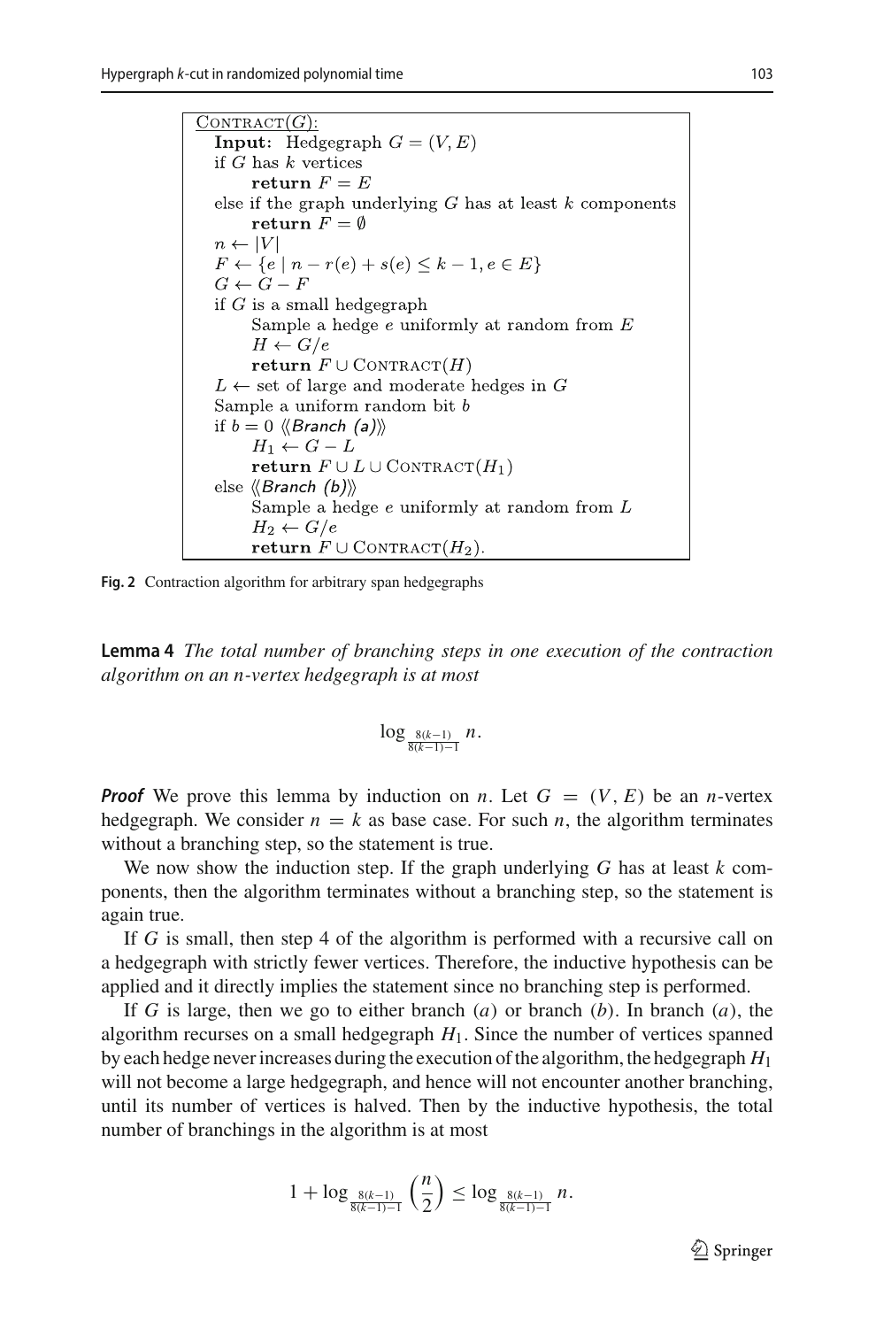```
CONTRACT(G):
  Input: Hedgegraph G = (V, E)
  if G has k vertices
      return F = E
  else if the graph underlying G has at least k components
      return F = ∅
  n ← |V|
  F ← {e | n − r(e) + s(e) ≤ k − 1, e ∈ E}
  G ← G − F
  if G is a small hedgegraph
      Sample a hedge e uniformly at random from E
      H ← G/e
      return F ∪ CONTRACT(H)
  L ← set of large and moderate hedges in G
  Sample a uniform random bit b
  if b = 0 ⟪Branch (a)⟫
      H_1 ← G − L
      return F ∪ L ∪ CONTRACT(H_1)
  else ⟪Branch (b)⟫
      Sample a hedge e uniformly at random from L
      H_2 ← G/e
      return F ∪ CONTRACT(H_2).
```

**Fig. 2** Contraction algorithm for arbitrary span hedgegraphs

**Lemma 4** *The total number of branching steps in one execution of the contraction algorithm on an $n$-vertex hedgegraph is at most*

$$\log_{\frac{8(k-1)}{8(k-1)-1}} n.$$

***Proof*** We prove this lemma by induction on $n$. Let $G = (V, E)$ be an $n$-vertex hedgegraph. We consider $n = k$ as base case. For such $n$, the algorithm terminates without a branching step, so the statement is true.

We now show the induction step. If the graph underlying $G$ has at least $k$ components, then the algorithm terminates without a branching step, so the statement is again true.

If $G$ is small, then step 4 of the algorithm is performed with a recursive call on a hedgegraph with strictly fewer vertices. Therefore, the inductive hypothesis can be applied and it directly implies the statement since no branching step is performed.

If $G$ is large, then we go to either branch $(a)$ or branch $(b)$. In branch $(a)$, the algorithm recurses on a small hedgegraph $H_1$. Since the number of vertices spanned by each hedge never increases during the execution of the algorithm, the hedgegraph $H_1$ will not become a large hedgegraph, and hence will not encounter another branching, until its number of vertices is halved. Then by the inductive hypothesis, the total number of branchings in the algorithm is at most

$$1 + \log_{\frac{8(k-1)}{8(k-1)-1}} \left(\frac{n}{2}\right) \leq \log_{\frac{8(k-1)}{8(k-1)-1}} n.$$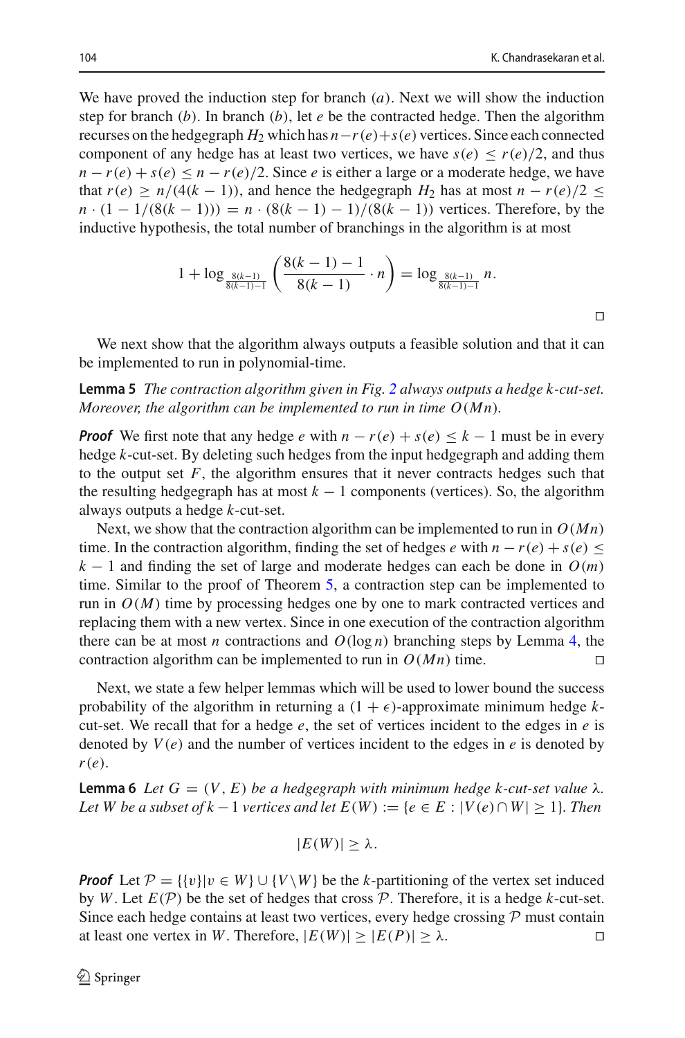We have proved the induction step for branch $(a)$. Next we will show the induction step for branch $(b)$. In branch $(b)$, let $e$ be the contracted hedge. Then the algorithm recurses on the hedgegraph $H_2$ which has $n - r(e) + s(e)$ vertices. Since each connected component of any hedge has at least two vertices, we have $s(e) \leq r(e)/2$, and thus $n - r(e) + s(e) \leq n - r(e)/2$. Since $e$ is either a large or a moderate hedge, we have that $r(e) \geq n/(4(k-1))$, and hence the hedgegraph $H_2$ has at most $n - r(e)/2 \leq n \cdot (1 - 1/(8(k-1))) = n \cdot (8(k-1)-1)/(8(k-1))$ vertices. Therefore, by the inductive hypothesis, the total number of branchings in the algorithm is at most

$$1 + \log_{\frac{8(k-1)}{8(k-1)-1}} \left( \frac{8(k-1)-1}{8(k-1)} \cdot n \right) = \log_{\frac{8(k-1)}{8(k-1)-1}} n.$$

□

We next show that the algorithm always outputs a feasible solution and that it can be implemented to run in polynomial-time.

**Lemma 5** *The contraction algorithm given in Fig. 2 always outputs a hedge $k$-cut-set. Moreover, the algorithm can be implemented to run in time $O(Mn)$.*

***Proof*** We first note that any hedge $e$ with $n - r(e) + s(e) \leq k - 1$ must be in every hedge $k$-cut-set. By deleting such hedges from the input hedgegraph and adding them to the output set $F$, the algorithm ensures that it never contracts hedges such that the resulting hedgegraph has at most $k - 1$ components (vertices). So, the algorithm always outputs a hedge $k$-cut-set.

Next, we show that the contraction algorithm can be implemented to run in $O(Mn)$ time. In the contraction algorithm, finding the set of hedges $e$ with $n - r(e) + s(e) \leq k - 1$ and finding the set of large and moderate hedges can each be done in $O(m)$ time. Similar to the proof of Theorem 5, a contraction step can be implemented to run in $O(M)$ time by processing hedges one by one to mark contracted vertices and replacing them with a new vertex. Since in one execution of the contraction algorithm there can be at most $n$ contractions and $O(\log n)$ branching steps by Lemma 4, the contraction algorithm can be implemented to run in $O(Mn)$ time. □

Next, we state a few helper lemmas which will be used to lower bound the success probability of the algorithm in returning a $(1 + \epsilon)$-approximate minimum hedge $k$-cut-set. We recall that for a hedge $e$, the set of vertices incident to the edges in $e$ is denoted by $V(e)$ and the number of vertices incident to the edges in $e$ is denoted by $r(e)$.

**Lemma 6** *Let $G = (V, E)$ be a hedgegraph with minimum hedge $k$-cut-set value $\lambda$. Let $W$ be a subset of $k - 1$ vertices and let $E(W) := \{e \in E : |V(e) \cap W| \geq 1\}$. Then*

$$|E(W)| \geq \lambda.$$

***Proof*** Let $\mathcal{P} = \{\{v\} | v \in W\} \cup \{V \setminus W\}$ be the $k$-partitioning of the vertex set induced by $W$. Let $E(\mathcal{P})$ be the set of hedges that cross $\mathcal{P}$. Therefore, it is a hedge $k$-cut-set. Since each hedge contains at least two vertices, every hedge crossing $\mathcal{P}$ must contain at least one vertex in $W$. Therefore, $|E(W)| \geq |E(P)| \geq \lambda$. □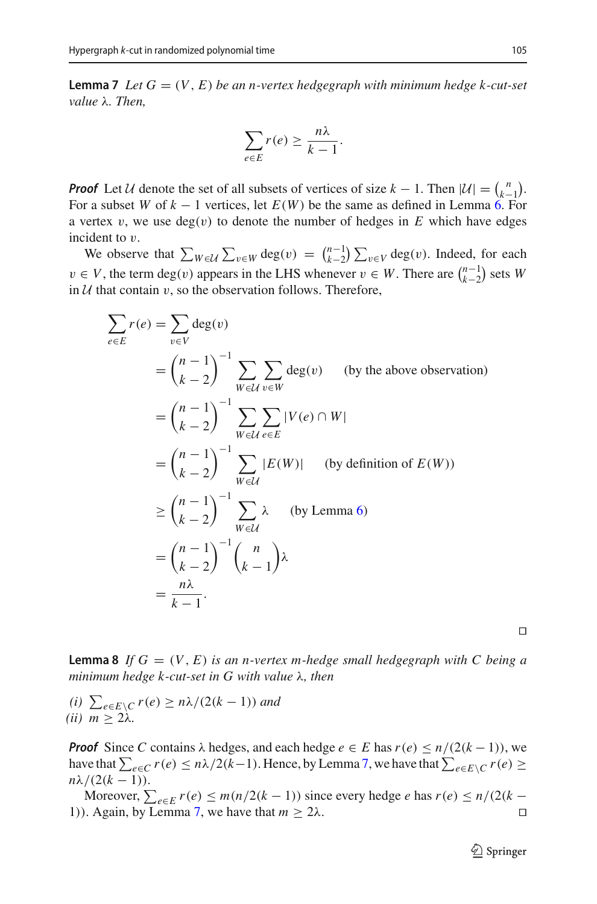**Lemma 7** *Let $G = (V, E)$ be an $n$-vertex hedgegraph with minimum hedge $k$-cut-set value $\lambda$. Then,*

$$\sum_{e \in E} r(e) \geq \frac{n\lambda}{k-1}.$$

***Proof*** Let $\mathcal{U}$ denote the set of all subsets of vertices of size $k-1$. Then $|\mathcal{U}| = \binom{n}{k-1}$. For a subset $W$ of $k-1$ vertices, let $E(W)$ be the same as defined in Lemma 6. For a vertex $v$, we use $\deg(v)$ to denote the number of hedges in $E$ which have edges incident to $v$.

We observe that $\sum_{W \in \mathcal{U}} \sum_{v \in W} \deg(v) = \binom{n-1}{k-2} \sum_{v \in V} \deg(v)$. Indeed, for each $v \in V$, the term $\deg(v)$ appears in the LHS whenever $v \in W$. There are $\binom{n-1}{k-2}$ sets $W$ in $\mathcal{U}$ that contain $v$, so the observation follows. Therefore,

$$\begin{aligned}
\sum_{e \in E} r(e) &= \sum_{v \in V} \deg(v) \\
&= \binom{n-1}{k-2}^{-1} \sum_{W \in \mathcal{U}} \sum_{v \in W} \deg(v) \qquad \text{(by the above observation)} \\
&= \binom{n-1}{k-2}^{-1} \sum_{W \in \mathcal{U}} \sum_{e \in E} |V(e) \cap W| \\
&= \binom{n-1}{k-2}^{-1} \sum_{W \in \mathcal{U}} |E(W)| \qquad \text{(by definition of } E(W)) \\
&\geq \binom{n-1}{k-2}^{-1} \sum_{W \in \mathcal{U}} \lambda \qquad \text{(by Lemma 6)} \\
&= \binom{n-1}{k-2}^{-1} \binom{n}{k-1} \lambda \\
&= \frac{n\lambda}{k-1}.
\end{aligned}$$

□

**Lemma 8** *If $G = (V, E)$ is an $n$-vertex $m$-hedge small hedgegraph with $C$ being a minimum hedge $k$-cut-set in $G$ with value $\lambda$, then*

*(i) $\sum_{e \in E \setminus C} r(e) \geq n\lambda/(2(k-1))$ and*
*(ii) $m \geq 2\lambda$.*

***Proof*** Since $C$ contains $\lambda$ hedges, and each hedge $e \in E$ has $r(e) \leq n/(2(k-1))$, we have that $\sum_{e \in C} r(e) \leq n\lambda/2(k-1)$. Hence, by Lemma 7, we have that $\sum_{e \in E \setminus C} r(e) \geq n\lambda/(2(k-1))$.

Moreover, $\sum_{e \in E} r(e) \leq m(n/2(k-1))$ since every hedge $e$ has $r(e) \leq n/(2(k-1))$. Again, by Lemma 7, we have that $m \geq 2\lambda$. □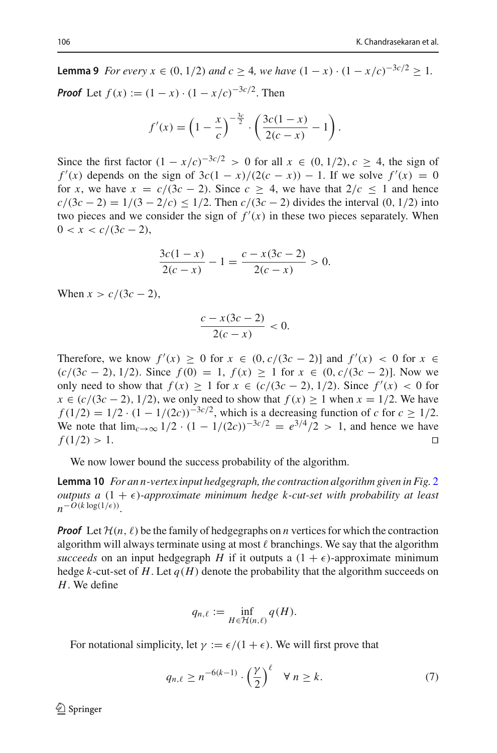**Lemma 9** *For every $x \in (0, 1/2)$ and $c \geq 4$, we have $(1-x) \cdot (1-x/c)^{-3c/2} \geq 1$.*

***Proof*** Let $f(x) := (1-x) \cdot (1-x/c)^{-3c/2}$. Then

$$f'(x) = \left(1 - \frac{x}{c}\right)^{-\frac{3c}{2}} \cdot \left(\frac{3c(1-x)}{2(c-x)} - 1\right).$$

Since the first factor $(1-x/c)^{-3c/2} > 0$ for all $x \in (0, 1/2), c \geq 4$, the sign of $f'(x)$ depends on the sign of $3c(1-x)/(2(c-x)) - 1$. If we solve $f'(x) = 0$ for $x$, we have $x = c/(3c-2)$. Since $c \geq 4$, we have that $2/c \leq 1$ and hence $c/(3c-2) = 1/(3-2/c) \leq 1/2$. Then $c/(3c-2)$ divides the interval $(0, 1/2)$ into two pieces and we consider the sign of $f'(x)$ in these two pieces separately. When $0 < x < c/(3c-2)$,

$$\frac{3c(1-x)}{2(c-x)} - 1 = \frac{c - x(3c-2)}{2(c-x)} > 0.$$

When $x > c/(3c-2)$,

$$\frac{c - x(3c-2)}{2(c-x)} < 0.$$

Therefore, we know $f'(x) \geq 0$ for $x \in (0, c/(3c-2)]$ and $f'(x) < 0$ for $x \in (c/(3c-2), 1/2)$. Since $f(0) = 1$, $f(x) \geq 1$ for $x \in (0, c/(3c-2)]$. Now we only need to show that $f(x) \geq 1$ for $x \in (c/(3c-2), 1/2)$. Since $f'(x) < 0$ for $x \in (c/(3c-2), 1/2)$, we only need to show that $f(x) \geq 1$ when $x = 1/2$. We have $f(1/2) = 1/2 \cdot (1 - 1/(2c))^{-3c/2}$, which is a decreasing function of $c$ for $c \geq 1/2$. We note that $\lim_{c\to\infty} 1/2 \cdot (1-1/(2c))^{-3c/2} = e^{3/4}/2 > 1$, and hence we have $f(1/2) > 1$. □

We now lower bound the success probability of the algorithm.

**Lemma 10** *For an $n$-vertex input hedgegraph, the contraction algorithm given in Fig. 2 outputs a $(1+\epsilon)$-approximate minimum hedge $k$-cut-set with probability at least $n^{-O(k \log(1/\epsilon))}$.*

***Proof*** Let $\mathcal{H}(n, \ell)$ be the family of hedgegraphs on $n$ vertices for which the contraction algorithm will always terminate using at most $\ell$ branchings. We say that the algorithm *succeeds* on an input hedgegraph $H$ if it outputs a $(1+\epsilon)$-approximate minimum hedge $k$-cut-set of $H$. Let $q(H)$ denote the probability that the algorithm succeeds on $H$. We define

$$q_{n,\ell} := \inf_{H \in \mathcal{H}(n,\ell)} q(H).$$

For notational simplicity, let $\gamma := \epsilon/(1+\epsilon)$. We will first prove that

$$q_{n,\ell} \geq n^{-6(k-1)} \cdot \left(\frac{\gamma}{2}\right)^{\ell} \quad \forall\ n \geq k. \tag{7}$$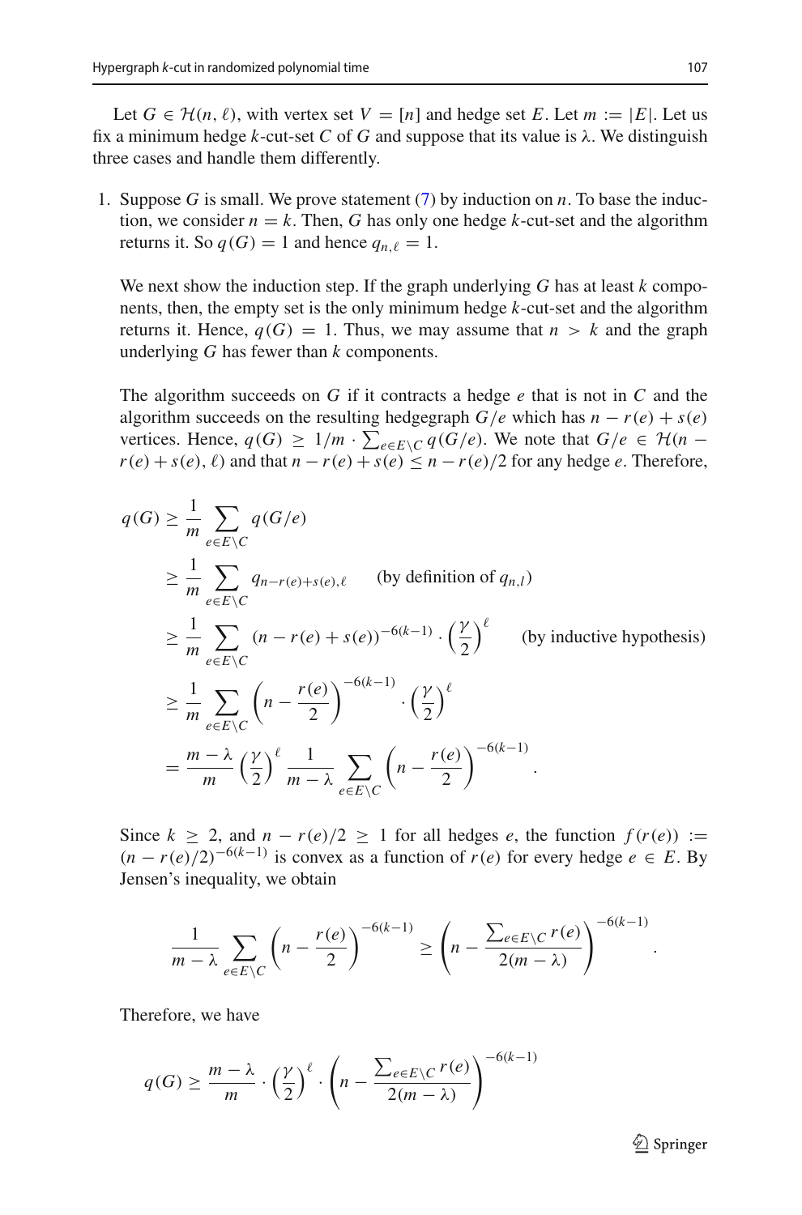Let $G \in \mathcal{H}(n, \ell)$, with vertex set $V = [n]$ and hedge set $E$. Let $m := |E|$. Let us fix a minimum hedge $k$-cut-set $C$ of $G$ and suppose that its value is $\lambda$. We distinguish three cases and handle them differently.

1. Suppose $G$ is small. We prove statement (7) by induction on $n$. To base the induction, we consider $n = k$. Then, $G$ has only one hedge $k$-cut-set and the algorithm returns it. So $q(G) = 1$ and hence $q_{n,\ell} = 1$.

   We next show the induction step. If the graph underlying $G$ has at least $k$ components, then, the empty set is the only minimum hedge $k$-cut-set and the algorithm returns it. Hence, $q(G) = 1$. Thus, we may assume that $n > k$ and the graph underlying $G$ has fewer than $k$ components.

   The algorithm succeeds on $G$ if it contracts a hedge $e$ that is not in $C$ and the algorithm succeeds on the resulting hedgegraph $G/e$ which has $n - r(e) + s(e)$ vertices. Hence, $q(G) \geq 1/m \cdot \sum_{e \in E \setminus C} q(G/e)$. We note that $G/e \in \mathcal{H}(n - r(e) + s(e), \ell)$ and that $n - r(e) + s(e) \leq n - r(e)/2$ for any hedge $e$. Therefore,

$$
\begin{aligned}
q(G) &\geq \frac{1}{m} \sum_{e \in E \setminus C} q(G/e) \\
&\geq \frac{1}{m} \sum_{e \in E \setminus C} q_{n-r(e)+s(e),\ell} \qquad \text{(by definition of } q_{n,l}\text{)} \\
&\geq \frac{1}{m} \sum_{e \in E \setminus C} (n - r(e) + s(e))^{-6(k-1)} \cdot \left(\frac{\gamma}{2}\right)^{\ell} \qquad \text{(by inductive hypothesis)} \\
&\geq \frac{1}{m} \sum_{e \in E \setminus C} \left(n - \frac{r(e)}{2}\right)^{-6(k-1)} \cdot \left(\frac{\gamma}{2}\right)^{\ell} \\
&= \frac{m-\lambda}{m} \left(\frac{\gamma}{2}\right)^{\ell} \frac{1}{m-\lambda} \sum_{e \in E \setminus C} \left(n - \frac{r(e)}{2}\right)^{-6(k-1)}.
\end{aligned}
$$

   Since $k \geq 2$, and $n - r(e)/2 \geq 1$ for all hedges $e$, the function $f(r(e)) := (n - r(e)/2)^{-6(k-1)}$ is convex as a function of $r(e)$ for every hedge $e \in E$. By Jensen's inequality, we obtain

$$
\frac{1}{m-\lambda} \sum_{e \in E \setminus C} \left(n - \frac{r(e)}{2}\right)^{-6(k-1)} \geq \left(n - \frac{\sum_{e \in E \setminus C} r(e)}{2(m-\lambda)}\right)^{-6(k-1)}.
$$

   Therefore, we have

$$
q(G) \geq \frac{m-\lambda}{m} \cdot \left(\frac{\gamma}{2}\right)^{\ell} \cdot \left(n - \frac{\sum_{e \in E \setminus C} r(e)}{2(m-\lambda)}\right)^{-6(k-1)}
$$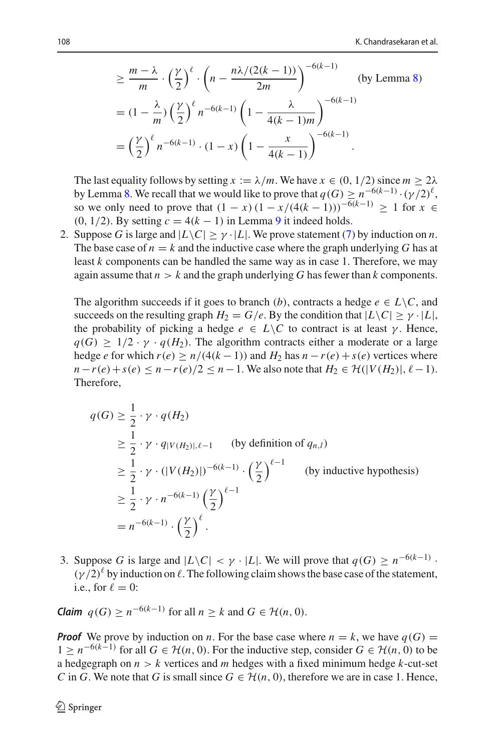$$
\begin{aligned}
&\geq \frac{m-\lambda}{m} \cdot \left(\frac{\gamma}{2}\right)^{\ell} \cdot \left(n - \frac{n\lambda/(2(k-1))}{2m}\right)^{-6(k-1)} \qquad \text{(by Lemma 8)} \\
&= (1 - \frac{\lambda}{m}) \left(\frac{\gamma}{2}\right)^{\ell} n^{-6(k-1)} \left(1 - \frac{\lambda}{4(k-1)m}\right)^{-6(k-1)} \\
&= \left(\frac{\gamma}{2}\right)^{\ell} n^{-6(k-1)} \cdot (1-x) \left(1 - \frac{x}{4(k-1)}\right)^{-6(k-1)}.
\end{aligned}
$$

The last equality follows by setting $x := \lambda/m$. We have $x \in (0, 1/2)$ since $m \geq 2\lambda$ by Lemma 8. We recall that we would like to prove that $q(G) \geq n^{-6(k-1)} \cdot (\gamma/2)^{\ell}$, so we only need to prove that $(1-x)\left(1 - x/(4(k-1))\right)^{-6(k-1)} \geq 1$ for $x \in (0, 1/2)$. By setting $c = 4(k-1)$ in Lemma 9 it indeed holds.

2. Suppose $G$ is large and $|L \backslash C| \geq \gamma \cdot |L|$. We prove statement (7) by induction on $n$. The base case of $n = k$ and the inductive case where the graph underlying $G$ has at least $k$ components can be handled the same way as in case 1. Therefore, we may again assume that $n > k$ and the graph underlying $G$ has fewer than $k$ components.

   The algorithm succeeds if it goes to branch (*b*), contracts a hedge $e \in L \backslash C$, and succeeds on the resulting graph $H_2 = G/e$. By the condition that $|L \backslash C| \geq \gamma \cdot |L|$, the probability of picking a hedge $e \in L \backslash C$ to contract is at least $\gamma$. Hence, $q(G) \geq 1/2 \cdot \gamma \cdot q(H_2)$. The algorithm contracts either a moderate or a large hedge $e$ for which $r(e) \geq n/(4(k-1))$ and $H_2$ has $n - r(e) + s(e)$ vertices where $n - r(e) + s(e) \leq n - r(e)/2 \leq n - 1$. We also note that $H_2 \in \mathcal{H}(|V(H_2)|, \ell - 1)$. Therefore,

$$
\begin{aligned}
q(G) &\geq \frac{1}{2} \cdot \gamma \cdot q(H_2) \\
&\geq \frac{1}{2} \cdot \gamma \cdot q_{|V(H_2)|, \ell-1} \qquad \text{(by definition of } q_{n,l}) \\
&\geq \frac{1}{2} \cdot \gamma \cdot (|V(H_2)|)^{-6(k-1)} \cdot \left(\frac{\gamma}{2}\right)^{\ell-1} \qquad \text{(by inductive hypothesis)} \\
&\geq \frac{1}{2} \cdot \gamma \cdot n^{-6(k-1)} \left(\frac{\gamma}{2}\right)^{\ell-1} \\
&= n^{-6(k-1)} \cdot \left(\frac{\gamma}{2}\right)^{\ell}.
\end{aligned}
$$

3. Suppose $G$ is large and $|L \backslash C| < \gamma \cdot |L|$. We will prove that $q(G) \geq n^{-6(k-1)} \cdot (\gamma/2)^{\ell}$ by induction on $\ell$. The following claim shows the base case of the statement, i.e., for $\ell = 0$:

***Claim*** $q(G) \geq n^{-6(k-1)}$ for all $n \geq k$ and $G \in \mathcal{H}(n, 0)$.

***Proof*** We prove by induction on $n$. For the base case where $n = k$, we have $q(G) = 1 \geq n^{-6(k-1)}$ for all $G \in \mathcal{H}(n, 0)$. For the inductive step, consider $G \in \mathcal{H}(n, 0)$ to be a hedgegraph on $n > k$ vertices and $m$ hedges with a fixed minimum hedge $k$-cut-set $C$ in $G$. We note that $G$ is small since $G \in \mathcal{H}(n, 0)$, therefore we are in case 1. Hence,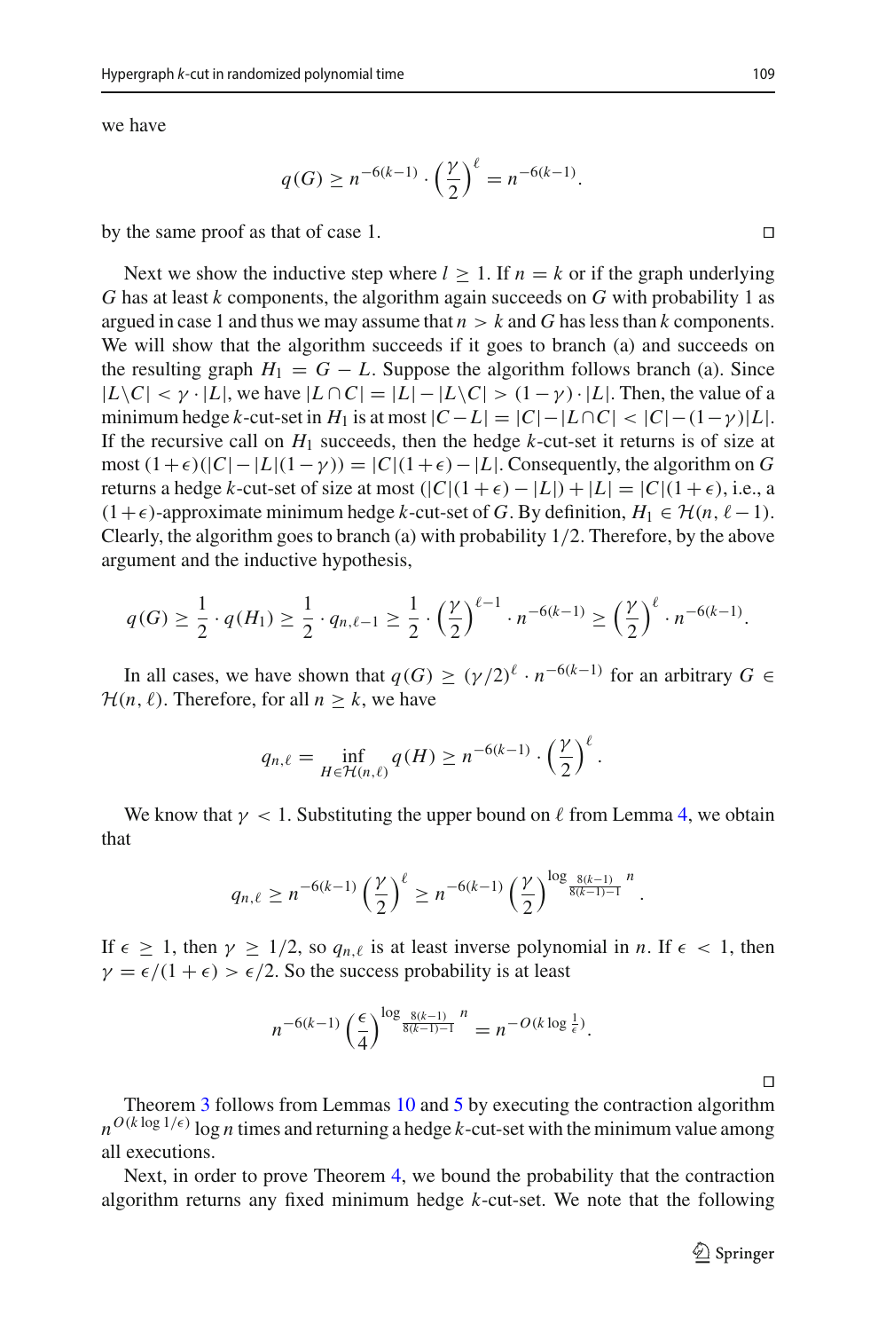we have

$$q(G) \geq n^{-6(k-1)} \cdot \left(\frac{\gamma}{2}\right)^{\ell} = n^{-6(k-1)}.$$

by the same proof as that of case 1. □

Next we show the inductive step where $l \geq 1$. If $n = k$ or if the graph underlying $G$ has at least $k$ components, the algorithm again succeeds on $G$ with probability 1 as argued in case 1 and thus we may assume that $n > k$ and $G$ has less than $k$ components. We will show that the algorithm succeeds if it goes to branch (a) and succeeds on the resulting graph $H_1 = G - L$. Suppose the algorithm follows branch (a). Since $|L \backslash C| < \gamma \cdot |L|$, we have $|L \cap C| = |L| - |L \backslash C| > (1-\gamma) \cdot |L|$. Then, the value of a minimum hedge $k$-cut-set in $H_1$ is at most $|C - L| = |C| - |L \cap C| < |C| - (1-\gamma)|L|$. If the recursive call on $H_1$ succeeds, then the hedge $k$-cut-set it returns is of size at most $(1+\epsilon)(|C| - |L|(1-\gamma)) = |C|(1+\epsilon) - |L|$. Consequently, the algorithm on $G$ returns a hedge $k$-cut-set of size at most $(|C|(1+\epsilon) - |L|) + |L| = |C|(1+\epsilon)$, i.e., a $(1+\epsilon)$-approximate minimum hedge $k$-cut-set of $G$. By definition, $H_1 \in \mathcal{H}(n, \ell - 1)$. Clearly, the algorithm goes to branch (a) with probability $1/2$. Therefore, by the above argument and the inductive hypothesis,

$$q(G) \geq \frac{1}{2} \cdot q(H_1) \geq \frac{1}{2} \cdot q_{n,\ell-1} \geq \frac{1}{2} \cdot \left(\frac{\gamma}{2}\right)^{\ell-1} \cdot n^{-6(k-1)} \geq \left(\frac{\gamma}{2}\right)^{\ell} \cdot n^{-6(k-1)}.$$

In all cases, we have shown that $q(G) \geq (\gamma/2)^{\ell} \cdot n^{-6(k-1)}$ for an arbitrary $G \in \mathcal{H}(n, \ell)$. Therefore, for all $n \geq k$, we have

$$q_{n,\ell} = \inf_{H \in \mathcal{H}(n,\ell)} q(H) \geq n^{-6(k-1)} \cdot \left(\frac{\gamma}{2}\right)^{\ell}.$$

We know that $\gamma < 1$. Substituting the upper bound on $\ell$ from Lemma 4, we obtain that

$$q_{n,\ell} \geq n^{-6(k-1)} \left(\frac{\gamma}{2}\right)^{\ell} \geq n^{-6(k-1)} \left(\frac{\gamma}{2}\right)^{\log_{\frac{8(k-1)}{8(k-1)-1}} n}.$$

If $\epsilon \geq 1$, then $\gamma \geq 1/2$, so $q_{n,\ell}$ is at least inverse polynomial in $n$. If $\epsilon < 1$, then $\gamma = \epsilon/(1+\epsilon) > \epsilon/2$. So the success probability is at least

$$n^{-6(k-1)} \left(\frac{\epsilon}{4}\right)^{\log_{\frac{8(k-1)}{8(k-1)-1}} n} = n^{-O(k \log \frac{1}{\epsilon})}.$$

□

Theorem 3 follows from Lemmas 10 and 5 by executing the contraction algorithm $n^{O(k \log 1/\epsilon)} \log n$ times and returning a hedge $k$-cut-set with the minimum value among all executions.

Next, in order to prove Theorem 4, we bound the probability that the contraction algorithm returns any fixed minimum hedge $k$-cut-set. We note that the following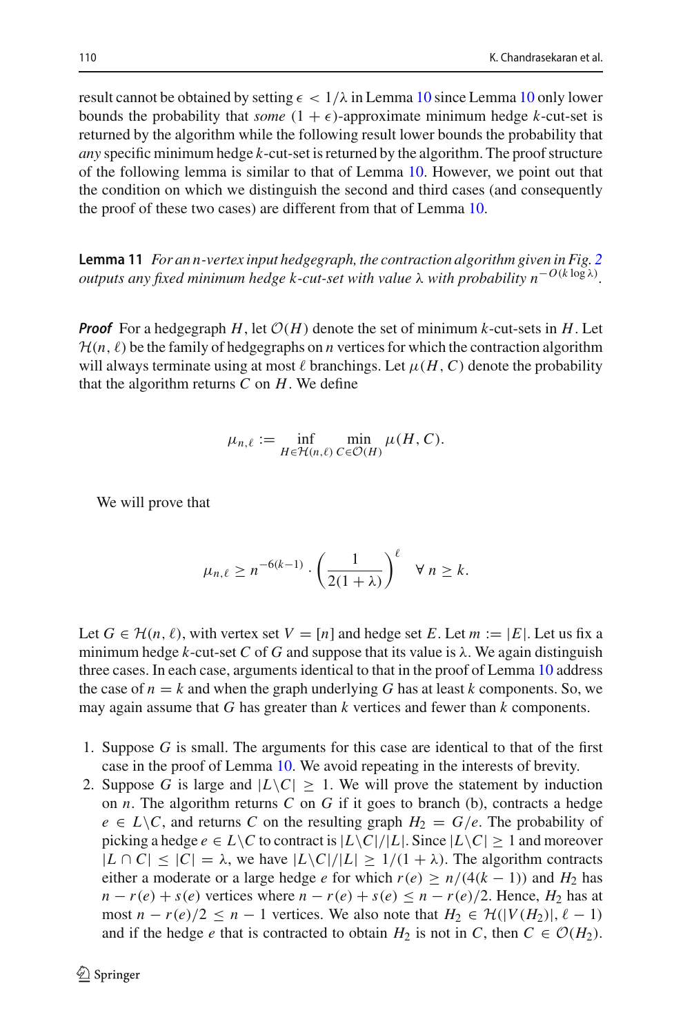result cannot be obtained by setting $\epsilon < 1/\lambda$ in Lemma 10 since Lemma 10 only lower bounds the probability that *some* $(1+\epsilon)$-approximate minimum hedge $k$-cut-set is returned by the algorithm while the following result lower bounds the probability that *any* specific minimum hedge $k$-cut-set is returned by the algorithm. The proof structure of the following lemma is similar to that of Lemma 10. However, we point out that the condition on which we distinguish the second and third cases (and consequently the proof of these two cases) are different from that of Lemma 10.

**Lemma 11** *For an $n$-vertex input hedgegraph, the contraction algorithm given in Fig. 2 outputs any fixed minimum hedge $k$-cut-set with value $\lambda$ with probability $n^{-O(k\log\lambda)}$.*

***Proof*** For a hedgegraph $H$, let $\mathcal{O}(H)$ denote the set of minimum $k$-cut-sets in $H$. Let $\mathcal{H}(n,\ell)$ be the family of hedgegraphs on $n$ vertices for which the contraction algorithm will always terminate using at most $\ell$ branchings. Let $\mu(H,C)$ denote the probability that the algorithm returns $C$ on $H$. We define

$$\mu_{n,\ell} := \inf_{H\in\mathcal{H}(n,\ell)} \min_{C\in\mathcal{O}(H)} \mu(H,C).$$

We will prove that

$$\mu_{n,\ell} \geq n^{-6(k-1)} \cdot \left(\frac{1}{2(1+\lambda)}\right)^{\ell} \quad \forall\, n \geq k.$$

Let $G \in \mathcal{H}(n,\ell)$, with vertex set $V=[n]$ and hedge set $E$. Let $m := |E|$. Let us fix a minimum hedge $k$-cut-set $C$ of $G$ and suppose that its value is $\lambda$. We again distinguish three cases. In each case, arguments identical to that in the proof of Lemma 10 address the case of $n=k$ and when the graph underlying $G$ has at least $k$ components. So, we may again assume that $G$ has greater than $k$ vertices and fewer than $k$ components.

1. Suppose $G$ is small. The arguments for this case are identical to that of the first case in the proof of Lemma 10. We avoid repeating in the interests of brevity.
2. Suppose $G$ is large and $|L\backslash C| \geq 1$. We will prove the statement by induction on $n$. The algorithm returns $C$ on $G$ if it goes to branch (b), contracts a hedge $e \in L\backslash C$, and returns $C$ on the resulting graph $H_2 = G/e$. The probability of picking a hedge $e \in L\backslash C$ to contract is $|L\backslash C|/|L|$. Since $|L\backslash C| \geq 1$ and moreover $|L \cap C| \leq |C| = \lambda$, we have $|L\backslash C|/|L| \geq 1/(1+\lambda)$. The algorithm contracts either a moderate or a large hedge $e$ for which $r(e) \geq n/(4(k-1))$ and $H_2$ has $n - r(e) + s(e)$ vertices where $n - r(e) + s(e) \leq n - r(e)/2$. Hence, $H_2$ has at most $n - r(e)/2 \leq n-1$ vertices. We also note that $H_2 \in \mathcal{H}(|V(H_2)|, \ell-1)$ and if the hedge $e$ that is contracted to obtain $H_2$ is not in $C$, then $C \in \mathcal{O}(H_2)$.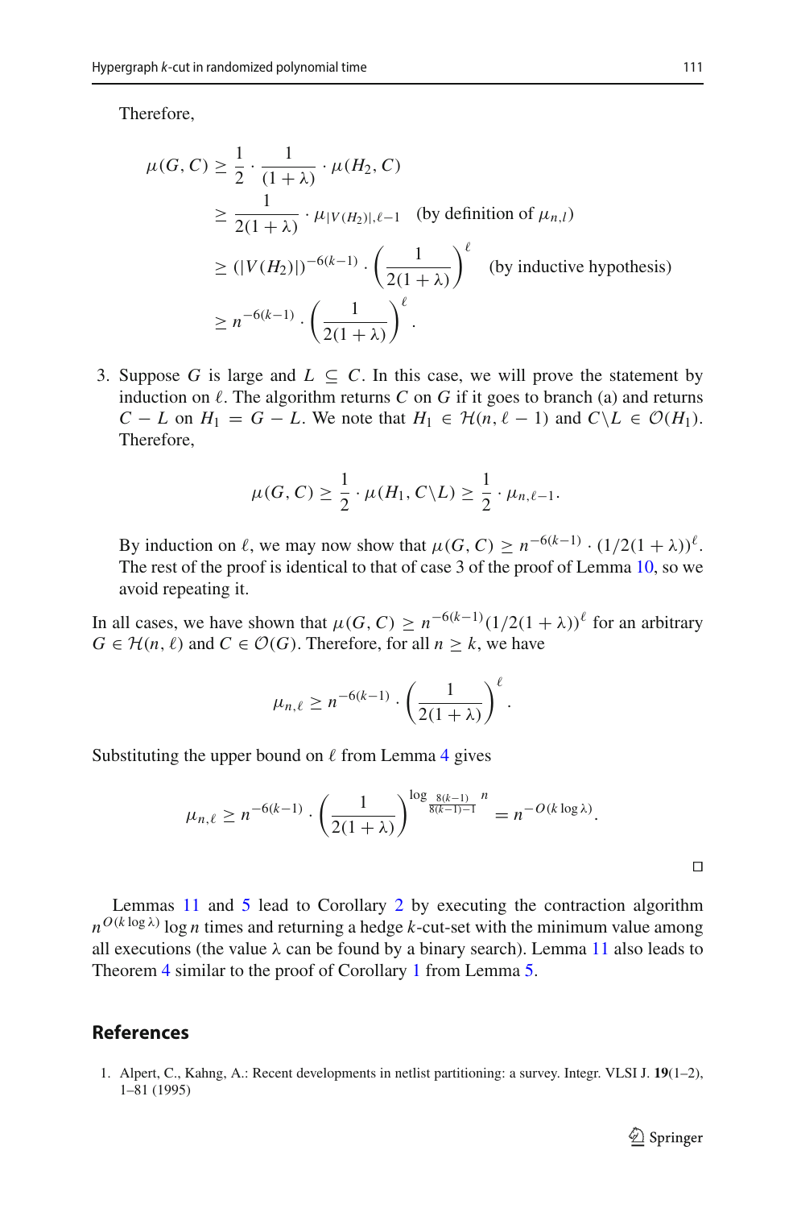Therefore,

$$
\begin{aligned}
\mu(G, C) &\geq \frac{1}{2} \cdot \frac{1}{(1+\lambda)} \cdot \mu(H_2, C) \\
&\geq \frac{1}{2(1+\lambda)} \cdot \mu_{|V(H_2)|, \ell-1} \quad \text{(by definition of } \mu_{n,l}\text{)} \\
&\geq (|V(H_2)|)^{-6(k-1)} \cdot \left(\frac{1}{2(1+\lambda)}\right)^{\ell} \quad \text{(by inductive hypothesis)} \\
&\geq n^{-6(k-1)} \cdot \left(\frac{1}{2(1+\lambda)}\right)^{\ell}.
\end{aligned}
$$

3. Suppose $G$ is large and $L \subseteq C$. In this case, we will prove the statement by induction on $\ell$. The algorithm returns $C$ on $G$ if it goes to branch (a) and returns $C - L$ on $H_1 = G - L$. We note that $H_1 \in \mathcal{H}(n, \ell - 1)$ and $C \backslash L \in \mathcal{O}(H_1)$. Therefore,

$$\mu(G, C) \geq \frac{1}{2} \cdot \mu(H_1, C \backslash L) \geq \frac{1}{2} \cdot \mu_{n,\ell-1}.$$

By induction on $\ell$, we may now show that $\mu(G, C) \geq n^{-6(k-1)} \cdot (1/2(1+\lambda))^{\ell}$. The rest of the proof is identical to that of case 3 of the proof of Lemma 10, so we avoid repeating it.

In all cases, we have shown that $\mu(G, C) \geq n^{-6(k-1)}(1/2(1+\lambda))^{\ell}$ for an arbitrary $G \in \mathcal{H}(n, \ell)$ and $C \in \mathcal{O}(G)$. Therefore, for all $n \geq k$, we have

$$\mu_{n,\ell} \geq n^{-6(k-1)} \cdot \left(\frac{1}{2(1+\lambda)}\right)^{\ell}.$$

Substituting the upper bound on $\ell$ from Lemma 4 gives

$$\mu_{n,\ell} \geq n^{-6(k-1)} \cdot \left(\frac{1}{2(1+\lambda)}\right)^{\log_{\frac{8(k-1)}{8(k-1)-1}} n} = n^{-O(k \log \lambda)}.$$

□

Lemmas 11 and 5 lead to Corollary 2 by executing the contraction algorithm $n^{O(k \log \lambda)} \log n$ times and returning a hedge $k$-cut-set with the minimum value among all executions (the value $\lambda$ can be found by a binary search). Lemma 11 also leads to Theorem 4 similar to the proof of Corollary 1 from Lemma 5.

## References

1. Alpert, C., Kahng, A.: Recent developments in netlist partitioning: a survey. Integr. VLSI J. **19**(1–2), 1–81 (1995)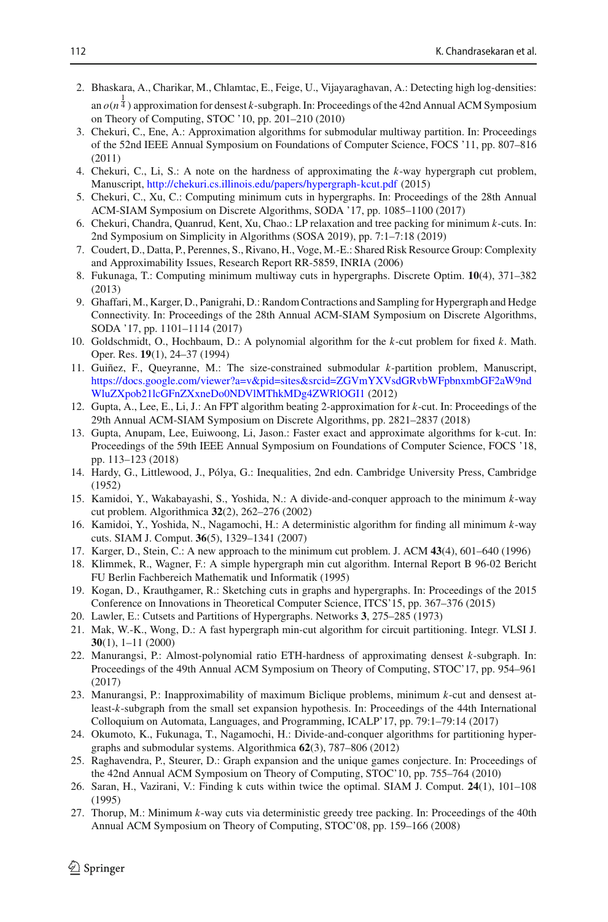2. Bhaskara, A., Charikar, M., Chlamtac, E., Feige, U., Vijayaraghavan, A.: Detecting high log-densities: an $o(n^{\frac{1}{4}})$ approximation for densest $k$-subgraph. In: Proceedings of the 42nd Annual ACM Symposium on Theory of Computing, STOC '10, pp. 201–210 (2010)
3. Chekuri, C., Ene, A.: Approximation algorithms for submodular multiway partition. In: Proceedings of the 52nd IEEE Annual Symposium on Foundations of Computer Science, FOCS '11, pp. 807–816 (2011)
4. Chekuri, C., Li, S.: A note on the hardness of approximating the $k$-way hypergraph cut problem, Manuscript, http://chekuri.cs.illinois.edu/papers/hypergraph-kcut.pdf (2015)
5. Chekuri, C., Xu, C.: Computing minimum cuts in hypergraphs. In: Proceedings of the 28th Annual ACM-SIAM Symposium on Discrete Algorithms, SODA '17, pp. 1085–1100 (2017)
6. Chekuri, Chandra, Quanrud, Kent, Xu, Chao.: LP relaxation and tree packing for minimum $k$-cuts. In: 2nd Symposium on Simplicity in Algorithms (SOSA 2019), pp. 7:1–7:18 (2019)
7. Coudert, D., Datta, P., Perennes, S., Rivano, H., Voge, M.-E.: Shared Risk Resource Group: Complexity and Approximability Issues, Research Report RR-5859, INRIA (2006)
8. Fukunaga, T.: Computing minimum multiway cuts in hypergraphs. Discrete Optim. **10**(4), 371–382 (2013)
9. Ghaffari, M., Karger, D., Panigrahi, D.: Random Contractions and Sampling for Hypergraph and Hedge Connectivity. In: Proceedings of the 28th Annual ACM-SIAM Symposium on Discrete Algorithms, SODA '17, pp. 1101–1114 (2017)
10. Goldschmidt, O., Hochbaum, D.: A polynomial algorithm for the $k$-cut problem for fixed $k$. Math. Oper. Res. **19**(1), 24–37 (1994)
11. Guiñez, F., Queyranne, M.: The size-constrained submodular $k$-partition problem, Manuscript, https://docs.google.com/viewer?a=v&pid=sites&srcid=ZGVmYXVsdGRvbWFpbnxmbGF2aW9ndWluZXpob21lcGFnZXxneDo0NDVlMThkMDg4ZWRlOGI1 (2012)
12. Gupta, A., Lee, E., Li, J.: An FPT algorithm beating 2-approximation for $k$-cut. In: Proceedings of the 29th Annual ACM-SIAM Symposium on Discrete Algorithms, pp. 2821–2837 (2018)
13. Gupta, Anupam, Lee, Euiwoong, Li, Jason.: Faster exact and approximate algorithms for k-cut. In: Proceedings of the 59th IEEE Annual Symposium on Foundations of Computer Science, FOCS '18, pp. 113–123 (2018)
14. Hardy, G., Littlewood, J., Pólya, G.: Inequalities, 2nd edn. Cambridge University Press, Cambridge (1952)
15. Kamidoi, Y., Wakabayashi, S., Yoshida, N.: A divide-and-conquer approach to the minimum $k$-way cut problem. Algorithmica **32**(2), 262–276 (2002)
16. Kamidoi, Y., Yoshida, N., Nagamochi, H.: A deterministic algorithm for finding all minimum $k$-way cuts. SIAM J. Comput. **36**(5), 1329–1341 (2007)
17. Karger, D., Stein, C.: A new approach to the minimum cut problem. J. ACM **43**(4), 601–640 (1996)
18. Klimmek, R., Wagner, F.: A simple hypergraph min cut algorithm. Internal Report B 96-02 Bericht FU Berlin Fachbereich Mathematik und Informatik (1995)
19. Kogan, D., Krauthgamer, R.: Sketching cuts in graphs and hypergraphs. In: Proceedings of the 2015 Conference on Innovations in Theoretical Computer Science, ITCS'15, pp. 367–376 (2015)
20. Lawler, E.: Cutsets and Partitions of Hypergraphs. Networks **3**, 275–285 (1973)
21. Mak, W.-K., Wong, D.: A fast hypergraph min-cut algorithm for circuit partitioning. Integr. VLSI J. **30**(1), 1–11 (2000)
22. Manurangsi, P.: Almost-polynomial ratio ETH-hardness of approximating densest $k$-subgraph. In: Proceedings of the 49th Annual ACM Symposium on Theory of Computing, STOC'17, pp. 954–961 (2017)
23. Manurangsi, P.: Inapproximability of maximum Biclique problems, minimum $k$-cut and densest at-least-$k$-subgraph from the small set expansion hypothesis. In: Proceedings of the 44th International Colloquium on Automata, Languages, and Programming, ICALP'17, pp. 79:1–79:14 (2017)
24. Okumoto, K., Fukunaga, T., Nagamochi, H.: Divide-and-conquer algorithms for partitioning hypergraphs and submodular systems. Algorithmica **62**(3), 787–806 (2012)
25. Raghavendra, P., Steurer, D.: Graph expansion and the unique games conjecture. In: Proceedings of the 42nd Annual ACM Symposium on Theory of Computing, STOC'10, pp. 755–764 (2010)
26. Saran, H., Vazirani, V.: Finding k cuts within twice the optimal. SIAM J. Comput. **24**(1), 101–108 (1995)
27. Thorup, M.: Minimum $k$-way cuts via deterministic greedy tree packing. In: Proceedings of the 40th Annual ACM Symposium on Theory of Computing, STOC'08, pp. 159–166 (2008)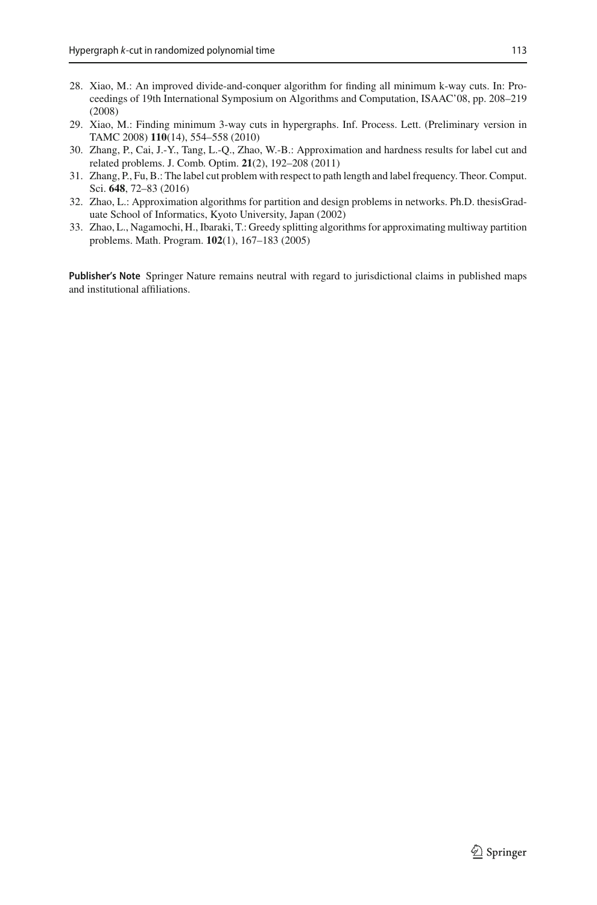28. Xiao, M.: An improved divide-and-conquer algorithm for finding all minimum k-way cuts. In: Proceedings of 19th International Symposium on Algorithms and Computation, ISAAC'08, pp. 208–219 (2008)
29. Xiao, M.: Finding minimum 3-way cuts in hypergraphs. Inf. Process. Lett. (Preliminary version in TAMC 2008) **110**(14), 554–558 (2010)
30. Zhang, P., Cai, J.-Y., Tang, L.-Q., Zhao, W.-B.: Approximation and hardness results for label cut and related problems. J. Comb. Optim. **21**(2), 192–208 (2011)
31. Zhang, P., Fu, B.: The label cut problem with respect to path length and label frequency. Theor. Comput. Sci. **648**, 72–83 (2016)
32. Zhao, L.: Approximation algorithms for partition and design problems in networks. Ph.D. thesisGraduate School of Informatics, Kyoto University, Japan (2002)
33. Zhao, L., Nagamochi, H., Ibaraki, T.: Greedy splitting algorithms for approximating multiway partition problems. Math. Program. **102**(1), 167–183 (2005)

**Publisher's Note** Springer Nature remains neutral with regard to jurisdictional claims in published maps and institutional affiliations.